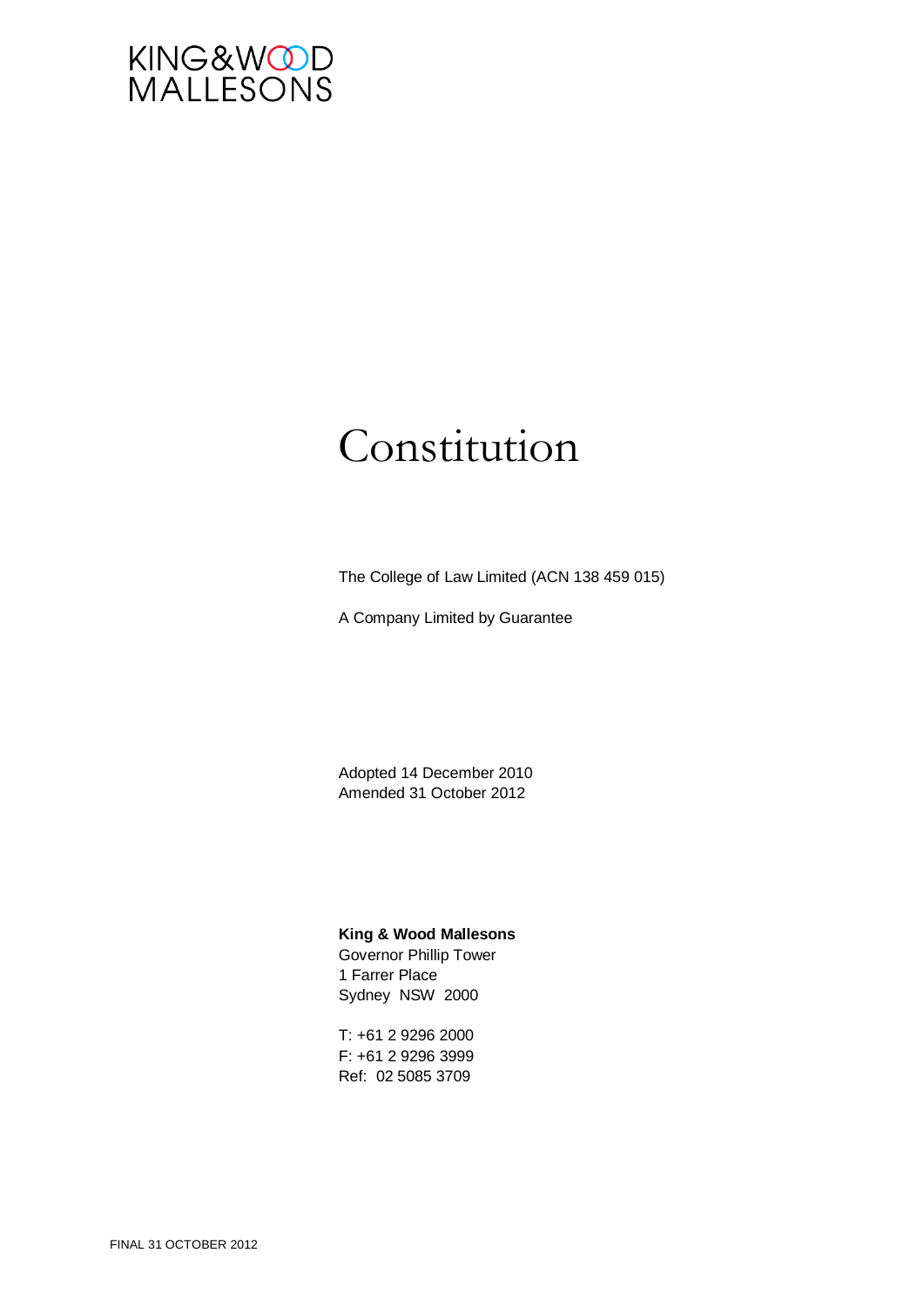KING&WOOD MALLESONS

# Constitution

The College of Law Limited (ACN 138 459 015)

A Company Limited by Guarantee

Adopted 14 December 2010
Amended 31 October 2012

**King & Wood Mallesons**
Governor Phillip Tower
1 Farrer Place
Sydney NSW 2000

T: +61 2 9296 2000
F: +61 2 9296 3999
Ref: 02 5085 3709

FINAL 31 OCTOBER 2012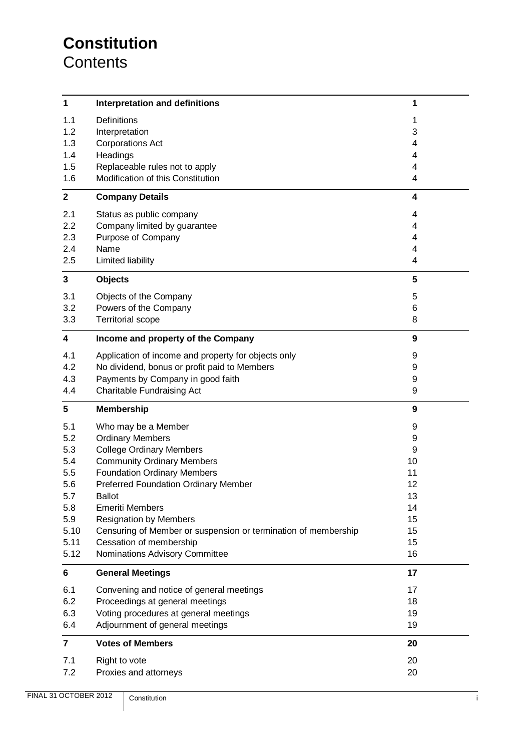# Constitution

## Contents

| | | |
|---|---|---|
| **1** | **Interpretation and definitions** | **1** |
| 1.1 | Definitions | 1 |
| 1.2 | Interpretation | 3 |
| 1.3 | Corporations Act | 4 |
| 1.4 | Headings | 4 |
| 1.5 | Replaceable rules not to apply | 4 |
| 1.6 | Modification of this Constitution | 4 |
| **2** | **Company Details** | **4** |
| 2.1 | Status as public company | 4 |
| 2.2 | Company limited by guarantee | 4 |
| 2.3 | Purpose of Company | 4 |
| 2.4 | Name | 4 |
| 2.5 | Limited liability | 4 |
| **3** | **Objects** | **5** |
| 3.1 | Objects of the Company | 5 |
| 3.2 | Powers of the Company | 6 |
| 3.3 | Territorial scope | 8 |
| **4** | **Income and property of the Company** | **9** |
| 4.1 | Application of income and property for objects only | 9 |
| 4.2 | No dividend, bonus or profit paid to Members | 9 |
| 4.3 | Payments by Company in good faith | 9 |
| 4.4 | Charitable Fundraising Act | 9 |
| **5** | **Membership** | **9** |
| 5.1 | Who may be a Member | 9 |
| 5.2 | Ordinary Members | 9 |
| 5.3 | College Ordinary Members | 9 |
| 5.4 | Community Ordinary Members | 10 |
| 5.5 | Foundation Ordinary Members | 11 |
| 5.6 | Preferred Foundation Ordinary Member | 12 |
| 5.7 | Ballot | 13 |
| 5.8 | Emeriti Members | 14 |
| 5.9 | Resignation by Members | 15 |
| 5.10 | Censuring of Member or suspension or termination of membership | 15 |
| 5.11 | Cessation of membership | 15 |
| 5.12 | Nominations Advisory Committee | 16 |
| **6** | **General Meetings** | **17** |
| 6.1 | Convening and notice of general meetings | 17 |
| 6.2 | Proceedings at general meetings | 18 |
| 6.3 | Voting procedures at general meetings | 19 |
| 6.4 | Adjournment of general meetings | 19 |
| **7** | **Votes of Members** | **20** |
| 7.1 | Right to vote | 20 |
| 7.2 | Proxies and attorneys | 20 |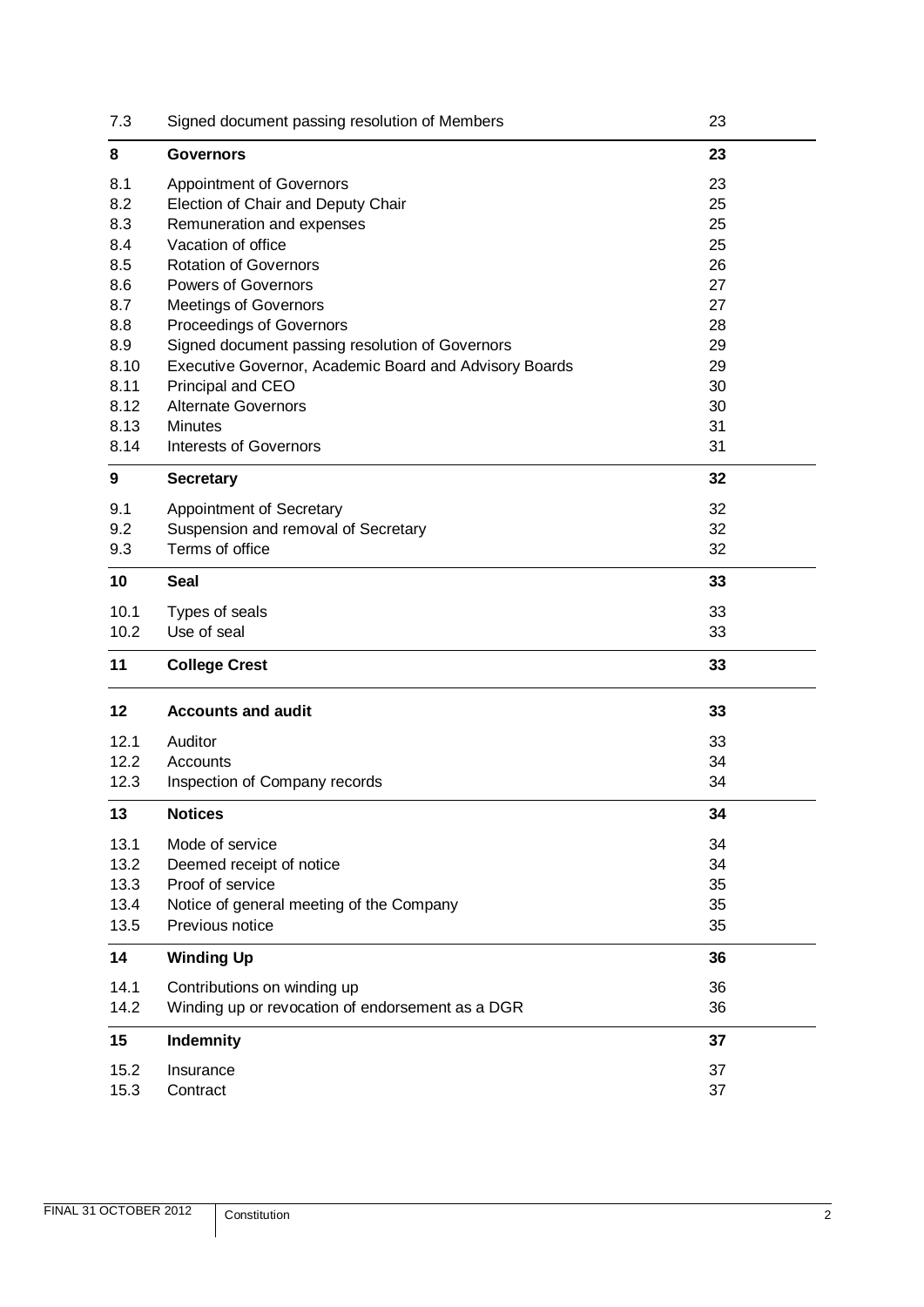| | | |
|---|---|---|
| 7.3 | Signed document passing resolution of Members | 23 |
| **8** | **Governors** | **23** |
| 8.1 | Appointment of Governors | 23 |
| 8.2 | Election of Chair and Deputy Chair | 25 |
| 8.3 | Remuneration and expenses | 25 |
| 8.4 | Vacation of office | 25 |
| 8.5 | Rotation of Governors | 26 |
| 8.6 | Powers of Governors | 27 |
| 8.7 | Meetings of Governors | 27 |
| 8.8 | Proceedings of Governors | 28 |
| 8.9 | Signed document passing resolution of Governors | 29 |
| 8.10 | Executive Governor, Academic Board and Advisory Boards | 29 |
| 8.11 | Principal and CEO | 30 |
| 8.12 | Alternate Governors | 30 |
| 8.13 | Minutes | 31 |
| 8.14 | Interests of Governors | 31 |
| **9** | **Secretary** | **32** |
| 9.1 | Appointment of Secretary | 32 |
| 9.2 | Suspension and removal of Secretary | 32 |
| 9.3 | Terms of office | 32 |
| **10** | **Seal** | **33** |
| 10.1 | Types of seals | 33 |
| 10.2 | Use of seal | 33 |
| **11** | **College Crest** | **33** |
| **12** | **Accounts and audit** | **33** |
| 12.1 | Auditor | 33 |
| 12.2 | Accounts | 34 |
| 12.3 | Inspection of Company records | 34 |
| **13** | **Notices** | **34** |
| 13.1 | Mode of service | 34 |
| 13.2 | Deemed receipt of notice | 34 |
| 13.3 | Proof of service | 35 |
| 13.4 | Notice of general meeting of the Company | 35 |
| 13.5 | Previous notice | 35 |
| **14** | **Winding Up** | **36** |
| 14.1 | Contributions on winding up | 36 |
| 14.2 | Winding up or revocation of endorsement as a DGR | 36 |
| **15** | **Indemnity** | **37** |
| 15.2 | Insurance | 37 |
| 15.3 | Contract | 37 |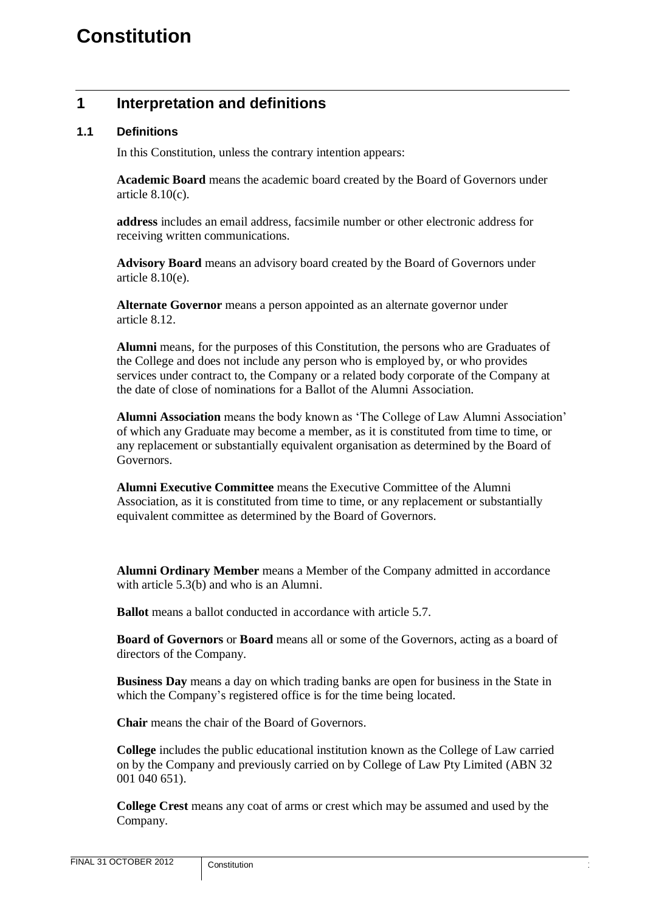# Constitution

## 1 Interpretation and definitions

### 1.1 Definitions

In this Constitution, unless the contrary intention appears:

**Academic Board** means the academic board created by the Board of Governors under article 8.10(c).

**address** includes an email address, facsimile number or other electronic address for receiving written communications.

**Advisory Board** means an advisory board created by the Board of Governors under article 8.10(e).

**Alternate Governor** means a person appointed as an alternate governor under article 8.12.

**Alumni** means, for the purposes of this Constitution, the persons who are Graduates of the College and does not include any person who is employed by, or who provides services under contract to, the Company or a related body corporate of the Company at the date of close of nominations for a Ballot of the Alumni Association.

**Alumni Association** means the body known as 'The College of Law Alumni Association' of which any Graduate may become a member, as it is constituted from time to time, or any replacement or substantially equivalent organisation as determined by the Board of Governors.

**Alumni Executive Committee** means the Executive Committee of the Alumni Association, as it is constituted from time to time, or any replacement or substantially equivalent committee as determined by the Board of Governors.

**Alumni Ordinary Member** means a Member of the Company admitted in accordance with article 5.3(b) and who is an Alumni.

**Ballot** means a ballot conducted in accordance with article 5.7.

**Board of Governors** or **Board** means all or some of the Governors, acting as a board of directors of the Company.

**Business Day** means a day on which trading banks are open for business in the State in which the Company's registered office is for the time being located.

**Chair** means the chair of the Board of Governors.

**College** includes the public educational institution known as the College of Law carried on by the Company and previously carried on by College of Law Pty Limited (ABN 32 001 040 651).

**College Crest** means any coat of arms or crest which may be assumed and used by the Company.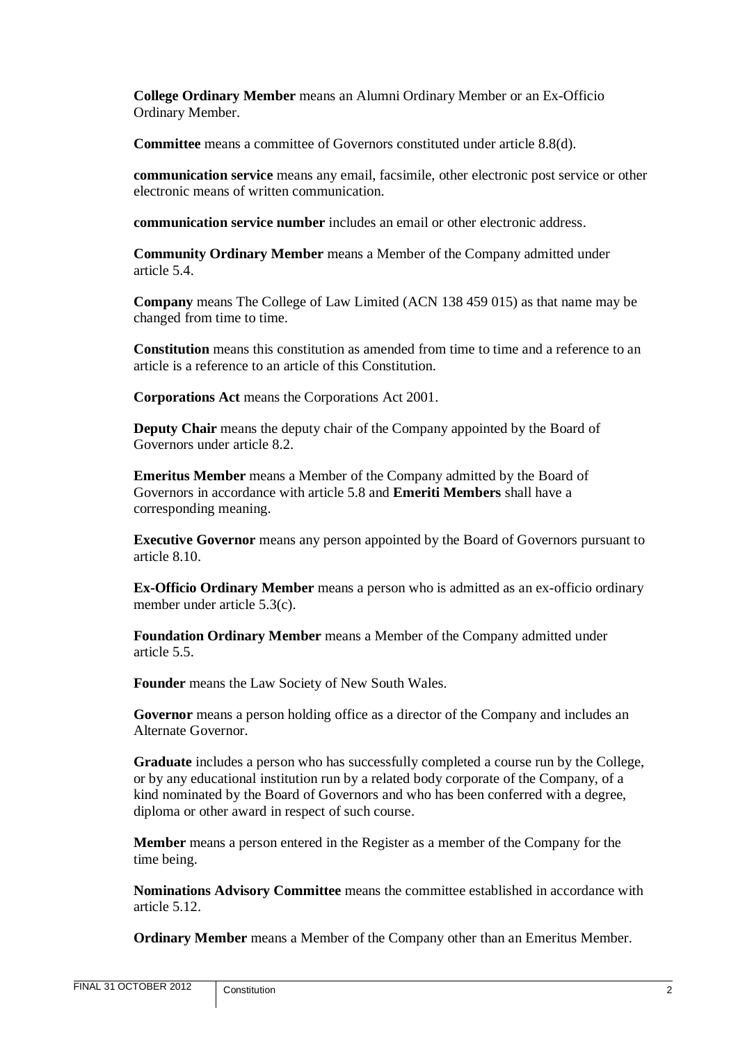**College Ordinary Member** means an Alumni Ordinary Member or an Ex-Officio Ordinary Member.

**Committee** means a committee of Governors constituted under article 8.8(d).

**communication service** means any email, facsimile, other electronic post service or other electronic means of written communication.

**communication service number** includes an email or other electronic address.

**Community Ordinary Member** means a Member of the Company admitted under article 5.4.

**Company** means The College of Law Limited (ACN 138 459 015) as that name may be changed from time to time.

**Constitution** means this constitution as amended from time to time and a reference to an article is a reference to an article of this Constitution.

**Corporations Act** means the Corporations Act 2001.

**Deputy Chair** means the deputy chair of the Company appointed by the Board of Governors under article 8.2.

**Emeritus Member** means a Member of the Company admitted by the Board of Governors in accordance with article 5.8 and **Emeriti Members** shall have a corresponding meaning.

**Executive Governor** means any person appointed by the Board of Governors pursuant to article 8.10.

**Ex-Officio Ordinary Member** means a person who is admitted as an ex-officio ordinary member under article 5.3(c).

**Foundation Ordinary Member** means a Member of the Company admitted under article 5.5.

**Founder** means the Law Society of New South Wales.

**Governor** means a person holding office as a director of the Company and includes an Alternate Governor.

**Graduate** includes a person who has successfully completed a course run by the College, or by any educational institution run by a related body corporate of the Company, of a kind nominated by the Board of Governors and who has been conferred with a degree, diploma or other award in respect of such course.

**Member** means a person entered in the Register as a member of the Company for the time being.

**Nominations Advisory Committee** means the committee established in accordance with article 5.12.

**Ordinary Member** means a Member of the Company other than an Emeritus Member.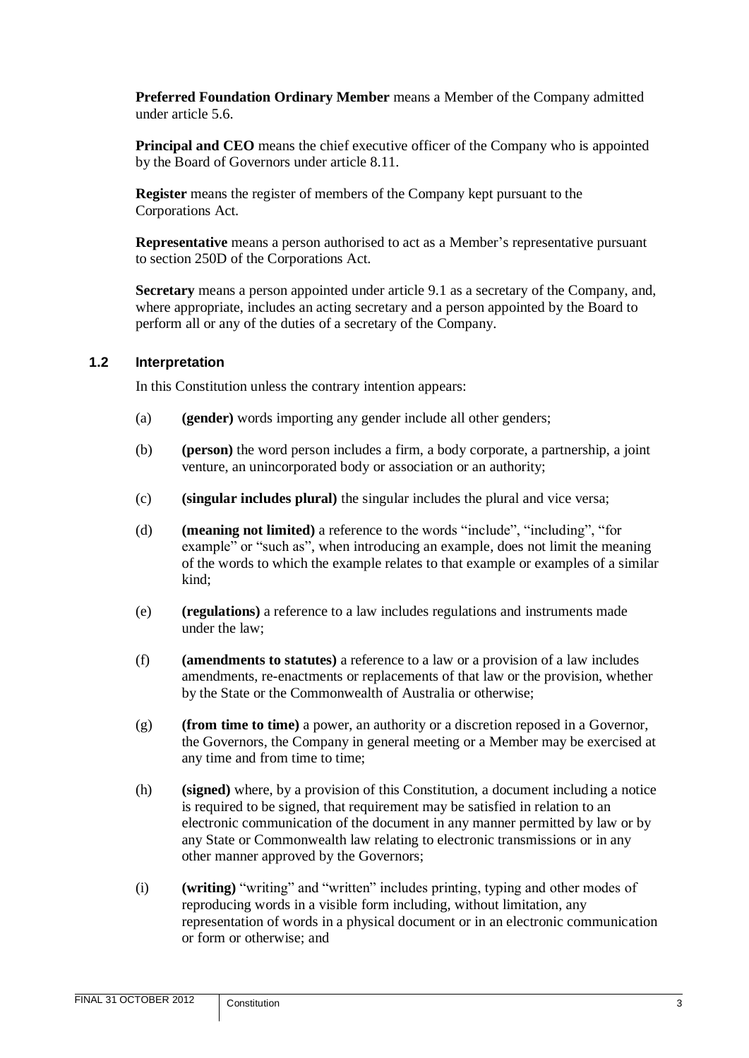**Preferred Foundation Ordinary Member** means a Member of the Company admitted under article 5.6.

**Principal and CEO** means the chief executive officer of the Company who is appointed by the Board of Governors under article 8.11.

**Register** means the register of members of the Company kept pursuant to the Corporations Act.

**Representative** means a person authorised to act as a Member's representative pursuant to section 250D of the Corporations Act.

**Secretary** means a person appointed under article 9.1 as a secretary of the Company, and, where appropriate, includes an acting secretary and a person appointed by the Board to perform all or any of the duties of a secretary of the Company.

### 1.2 Interpretation

In this Constitution unless the contrary intention appears:

(a) **(gender)** words importing any gender include all other genders;

(b) **(person)** the word person includes a firm, a body corporate, a partnership, a joint venture, an unincorporated body or association or an authority;

(c) **(singular includes plural)** the singular includes the plural and vice versa;

(d) **(meaning not limited)** a reference to the words "include", "including", "for example" or "such as", when introducing an example, does not limit the meaning of the words to which the example relates to that example or examples of a similar kind;

(e) **(regulations)** a reference to a law includes regulations and instruments made under the law;

(f) **(amendments to statutes)** a reference to a law or a provision of a law includes amendments, re-enactments or replacements of that law or the provision, whether by the State or the Commonwealth of Australia or otherwise;

(g) **(from time to time)** a power, an authority or a discretion reposed in a Governor, the Governors, the Company in general meeting or a Member may be exercised at any time and from time to time;

(h) **(signed)** where, by a provision of this Constitution, a document including a notice is required to be signed, that requirement may be satisfied in relation to an electronic communication of the document in any manner permitted by law or by any State or Commonwealth law relating to electronic transmissions or in any other manner approved by the Governors;

(i) **(writing)** "writing" and "written" includes printing, typing and other modes of reproducing words in a visible form including, without limitation, any representation of words in a physical document or in an electronic communication or form or otherwise; and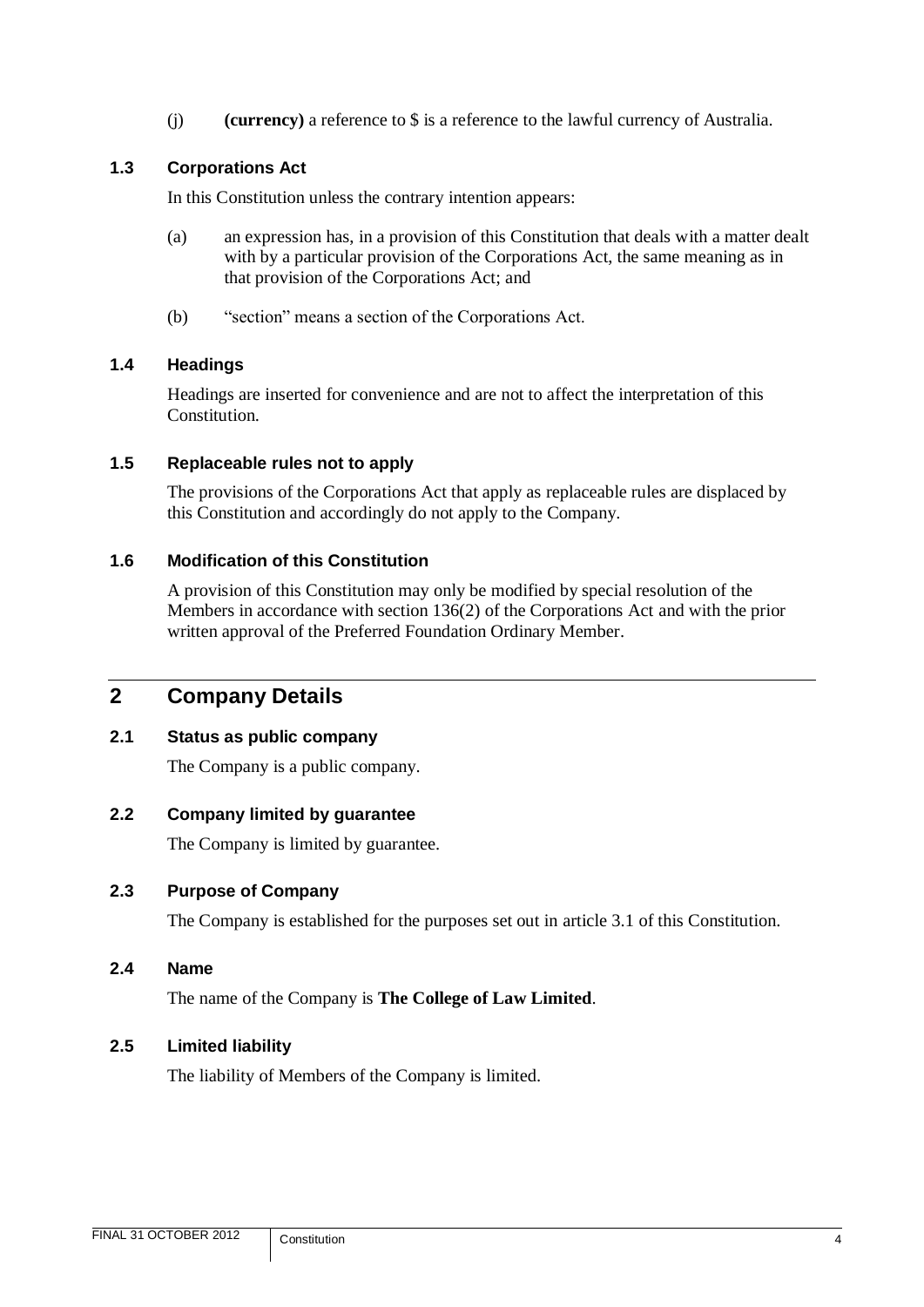(j) **(currency)** a reference to $ is a reference to the lawful currency of Australia.

### 1.3 Corporations Act

In this Constitution unless the contrary intention appears:

(a) an expression has, in a provision of this Constitution that deals with a matter dealt with by a particular provision of the Corporations Act, the same meaning as in that provision of the Corporations Act; and

(b) "section" means a section of the Corporations Act.

### 1.4 Headings

Headings are inserted for convenience and are not to affect the interpretation of this Constitution.

### 1.5 Replaceable rules not to apply

The provisions of the Corporations Act that apply as replaceable rules are displaced by this Constitution and accordingly do not apply to the Company.

### 1.6 Modification of this Constitution

A provision of this Constitution may only be modified by special resolution of the Members in accordance with section 136(2) of the Corporations Act and with the prior written approval of the Preferred Foundation Ordinary Member.

## 2 Company Details

### 2.1 Status as public company

The Company is a public company.

### 2.2 Company limited by guarantee

The Company is limited by guarantee.

### 2.3 Purpose of Company

The Company is established for the purposes set out in article 3.1 of this Constitution.

### 2.4 Name

The name of the Company is **The College of Law Limited**.

### 2.5 Limited liability

The liability of Members of the Company is limited.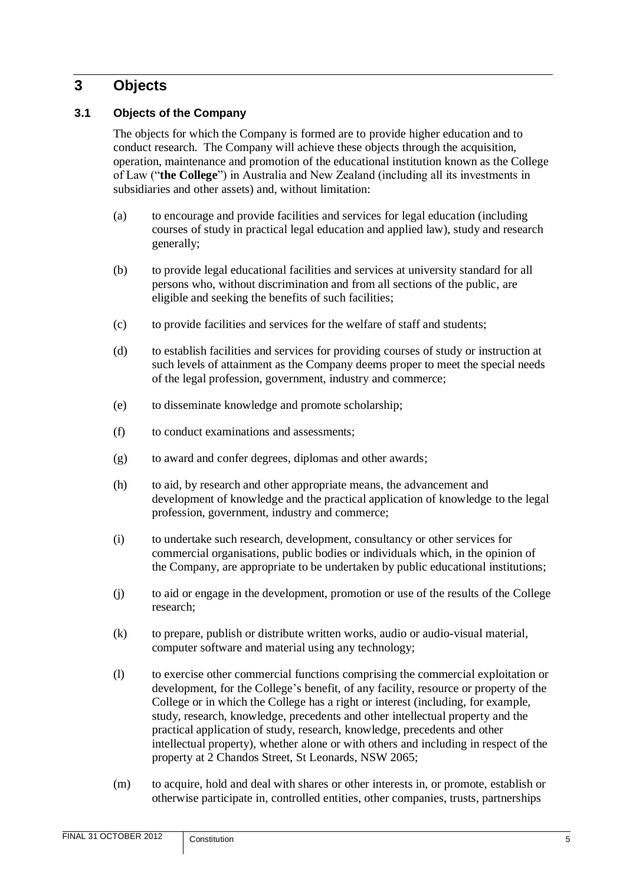# 3 Objects

### 3.1 Objects of the Company

The objects for which the Company is formed are to provide higher education and to conduct research. The Company will achieve these objects through the acquisition, operation, maintenance and promotion of the educational institution known as the College of Law ("**the College**") in Australia and New Zealand (including all its investments in subsidiaries and other assets) and, without limitation:

(a) to encourage and provide facilities and services for legal education (including courses of study in practical legal education and applied law), study and research generally;

(b) to provide legal educational facilities and services at university standard for all persons who, without discrimination and from all sections of the public, are eligible and seeking the benefits of such facilities;

(c) to provide facilities and services for the welfare of staff and students;

(d) to establish facilities and services for providing courses of study or instruction at such levels of attainment as the Company deems proper to meet the special needs of the legal profession, government, industry and commerce;

(e) to disseminate knowledge and promote scholarship;

(f) to conduct examinations and assessments;

(g) to award and confer degrees, diplomas and other awards;

(h) to aid, by research and other appropriate means, the advancement and development of knowledge and the practical application of knowledge to the legal profession, government, industry and commerce;

(i) to undertake such research, development, consultancy or other services for commercial organisations, public bodies or individuals which, in the opinion of the Company, are appropriate to be undertaken by public educational institutions;

(j) to aid or engage in the development, promotion or use of the results of the College research;

(k) to prepare, publish or distribute written works, audio or audio-visual material, computer software and material using any technology;

(l) to exercise other commercial functions comprising the commercial exploitation or development, for the College's benefit, of any facility, resource or property of the College or in which the College has a right or interest (including, for example, study, research, knowledge, precedents and other intellectual property and the practical application of study, research, knowledge, precedents and other intellectual property), whether alone or with others and including in respect of the property at 2 Chandos Street, St Leonards, NSW 2065;

(m) to acquire, hold and deal with shares or other interests in, or promote, establish or otherwise participate in, controlled entities, other companies, trusts, partnerships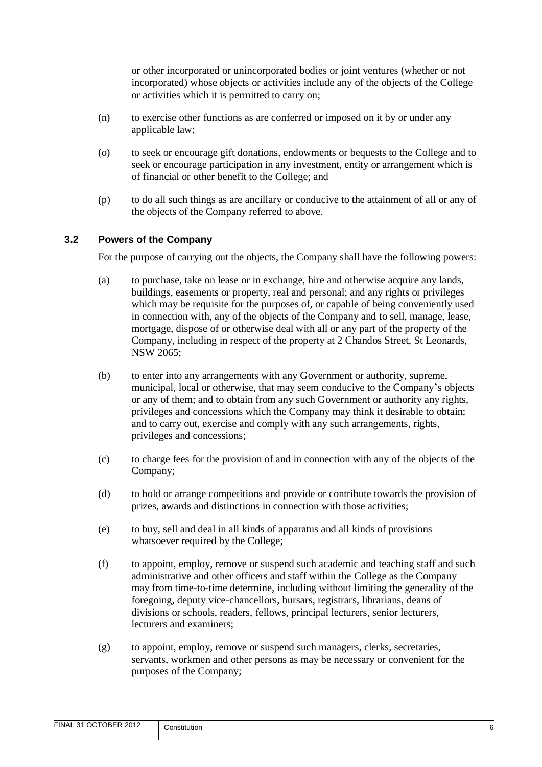or other incorporated or unincorporated bodies or joint ventures (whether or not incorporated) whose objects or activities include any of the objects of the College or activities which it is permitted to carry on;

(n) to exercise other functions as are conferred or imposed on it by or under any applicable law;

(o) to seek or encourage gift donations, endowments or bequests to the College and to seek or encourage participation in any investment, entity or arrangement which is of financial or other benefit to the College; and

(p) to do all such things as are ancillary or conducive to the attainment of all or any of the objects of the Company referred to above.

### 3.2 Powers of the Company

For the purpose of carrying out the objects, the Company shall have the following powers:

(a) to purchase, take on lease or in exchange, hire and otherwise acquire any lands, buildings, easements or property, real and personal; and any rights or privileges which may be requisite for the purposes of, or capable of being conveniently used in connection with, any of the objects of the Company and to sell, manage, lease, mortgage, dispose of or otherwise deal with all or any part of the property of the Company, including in respect of the property at 2 Chandos Street, St Leonards, NSW 2065;

(b) to enter into any arrangements with any Government or authority, supreme, municipal, local or otherwise, that may seem conducive to the Company's objects or any of them; and to obtain from any such Government or authority any rights, privileges and concessions which the Company may think it desirable to obtain; and to carry out, exercise and comply with any such arrangements, rights, privileges and concessions;

(c) to charge fees for the provision of and in connection with any of the objects of the Company;

(d) to hold or arrange competitions and provide or contribute towards the provision of prizes, awards and distinctions in connection with those activities;

(e) to buy, sell and deal in all kinds of apparatus and all kinds of provisions whatsoever required by the College;

(f) to appoint, employ, remove or suspend such academic and teaching staff and such administrative and other officers and staff within the College as the Company may from time-to-time determine, including without limiting the generality of the foregoing, deputy vice-chancellors, bursars, registrars, librarians, deans of divisions or schools, readers, fellows, principal lecturers, senior lecturers, lecturers and examiners;

(g) to appoint, employ, remove or suspend such managers, clerks, secretaries, servants, workmen and other persons as may be necessary or convenient for the purposes of the Company;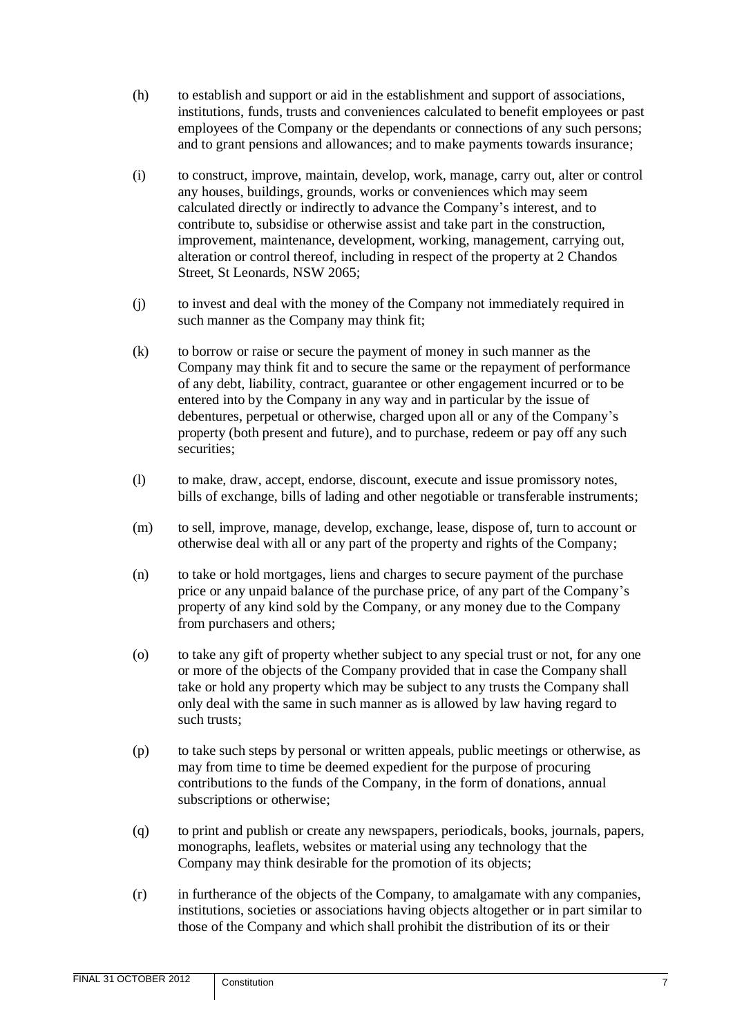(h) to establish and support or aid in the establishment and support of associations, institutions, funds, trusts and conveniences calculated to benefit employees or past employees of the Company or the dependants or connections of any such persons; and to grant pensions and allowances; and to make payments towards insurance;

(i) to construct, improve, maintain, develop, work, manage, carry out, alter or control any houses, buildings, grounds, works or conveniences which may seem calculated directly or indirectly to advance the Company's interest, and to contribute to, subsidise or otherwise assist and take part in the construction, improvement, maintenance, development, working, management, carrying out, alteration or control thereof, including in respect of the property at 2 Chandos Street, St Leonards, NSW 2065;

(j) to invest and deal with the money of the Company not immediately required in such manner as the Company may think fit;

(k) to borrow or raise or secure the payment of money in such manner as the Company may think fit and to secure the same or the repayment of performance of any debt, liability, contract, guarantee or other engagement incurred or to be entered into by the Company in any way and in particular by the issue of debentures, perpetual or otherwise, charged upon all or any of the Company's property (both present and future), and to purchase, redeem or pay off any such securities;

(l) to make, draw, accept, endorse, discount, execute and issue promissory notes, bills of exchange, bills of lading and other negotiable or transferable instruments;

(m) to sell, improve, manage, develop, exchange, lease, dispose of, turn to account or otherwise deal with all or any part of the property and rights of the Company;

(n) to take or hold mortgages, liens and charges to secure payment of the purchase price or any unpaid balance of the purchase price, of any part of the Company's property of any kind sold by the Company, or any money due to the Company from purchasers and others;

(o) to take any gift of property whether subject to any special trust or not, for any one or more of the objects of the Company provided that in case the Company shall take or hold any property which may be subject to any trusts the Company shall only deal with the same in such manner as is allowed by law having regard to such trusts;

(p) to take such steps by personal or written appeals, public meetings or otherwise, as may from time to time be deemed expedient for the purpose of procuring contributions to the funds of the Company, in the form of donations, annual subscriptions or otherwise;

(q) to print and publish or create any newspapers, periodicals, books, journals, papers, monographs, leaflets, websites or material using any technology that the Company may think desirable for the promotion of its objects;

(r) in furtherance of the objects of the Company, to amalgamate with any companies, institutions, societies or associations having objects altogether or in part similar to those of the Company and which shall prohibit the distribution of its or their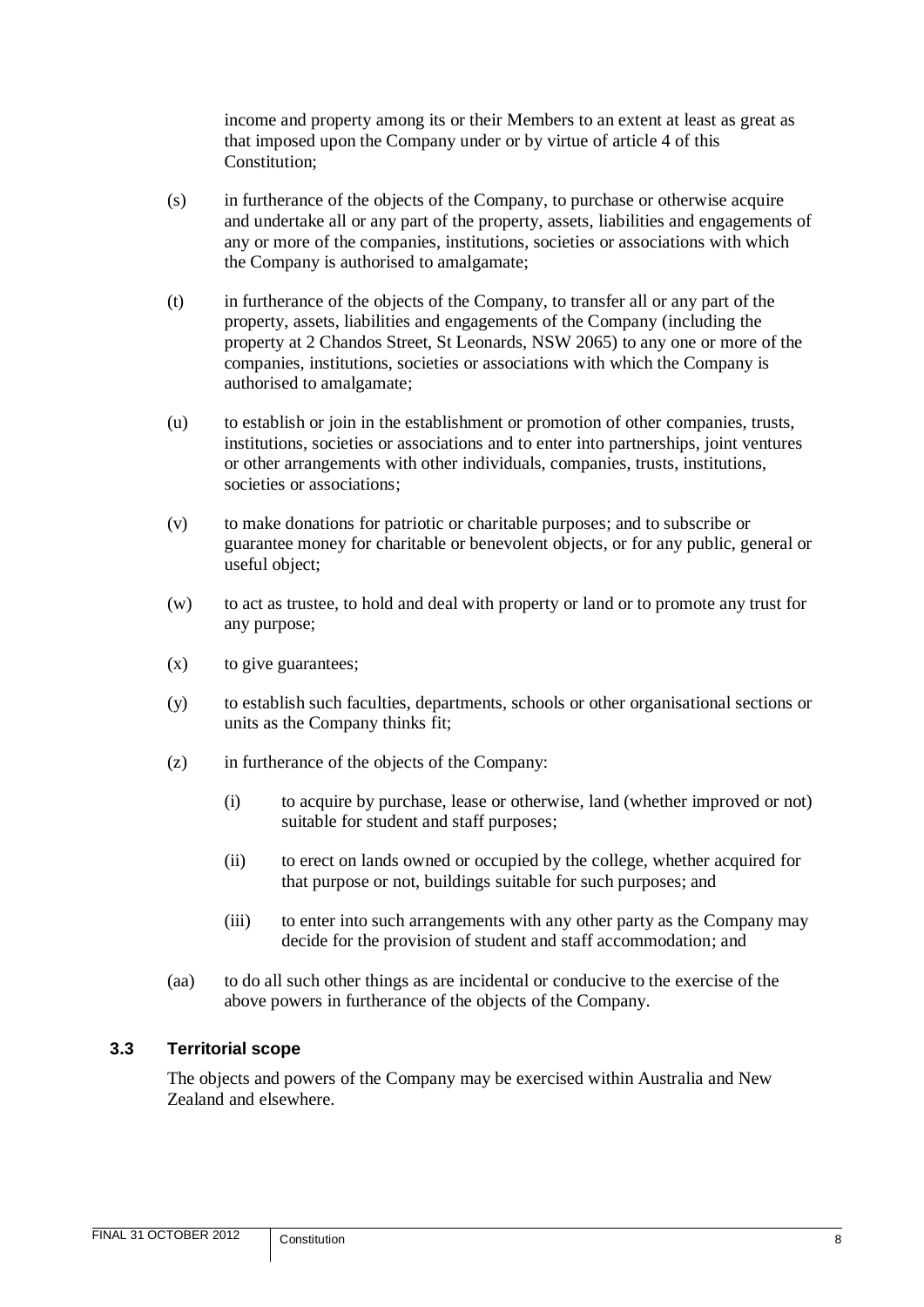income and property among its or their Members to an extent at least as great as that imposed upon the Company under or by virtue of article 4 of this Constitution;

(s) in furtherance of the objects of the Company, to purchase or otherwise acquire and undertake all or any part of the property, assets, liabilities and engagements of any or more of the companies, institutions, societies or associations with which the Company is authorised to amalgamate;

(t) in furtherance of the objects of the Company, to transfer all or any part of the property, assets, liabilities and engagements of the Company (including the property at 2 Chandos Street, St Leonards, NSW 2065) to any one or more of the companies, institutions, societies or associations with which the Company is authorised to amalgamate;

(u) to establish or join in the establishment or promotion of other companies, trusts, institutions, societies or associations and to enter into partnerships, joint ventures or other arrangements with other individuals, companies, trusts, institutions, societies or associations;

(v) to make donations for patriotic or charitable purposes; and to subscribe or guarantee money for charitable or benevolent objects, or for any public, general or useful object;

(w) to act as trustee, to hold and deal with property or land or to promote any trust for any purpose;

(x) to give guarantees;

(y) to establish such faculties, departments, schools or other organisational sections or units as the Company thinks fit;

(z) in furtherance of the objects of the Company:

  (i) to acquire by purchase, lease or otherwise, land (whether improved or not) suitable for student and staff purposes;

  (ii) to erect on lands owned or occupied by the college, whether acquired for that purpose or not, buildings suitable for such purposes; and

  (iii) to enter into such arrangements with any other party as the Company may decide for the provision of student and staff accommodation; and

(aa) to do all such other things as are incidental or conducive to the exercise of the above powers in furtherance of the objects of the Company.

### 3.3 Territorial scope

The objects and powers of the Company may be exercised within Australia and New Zealand and elsewhere.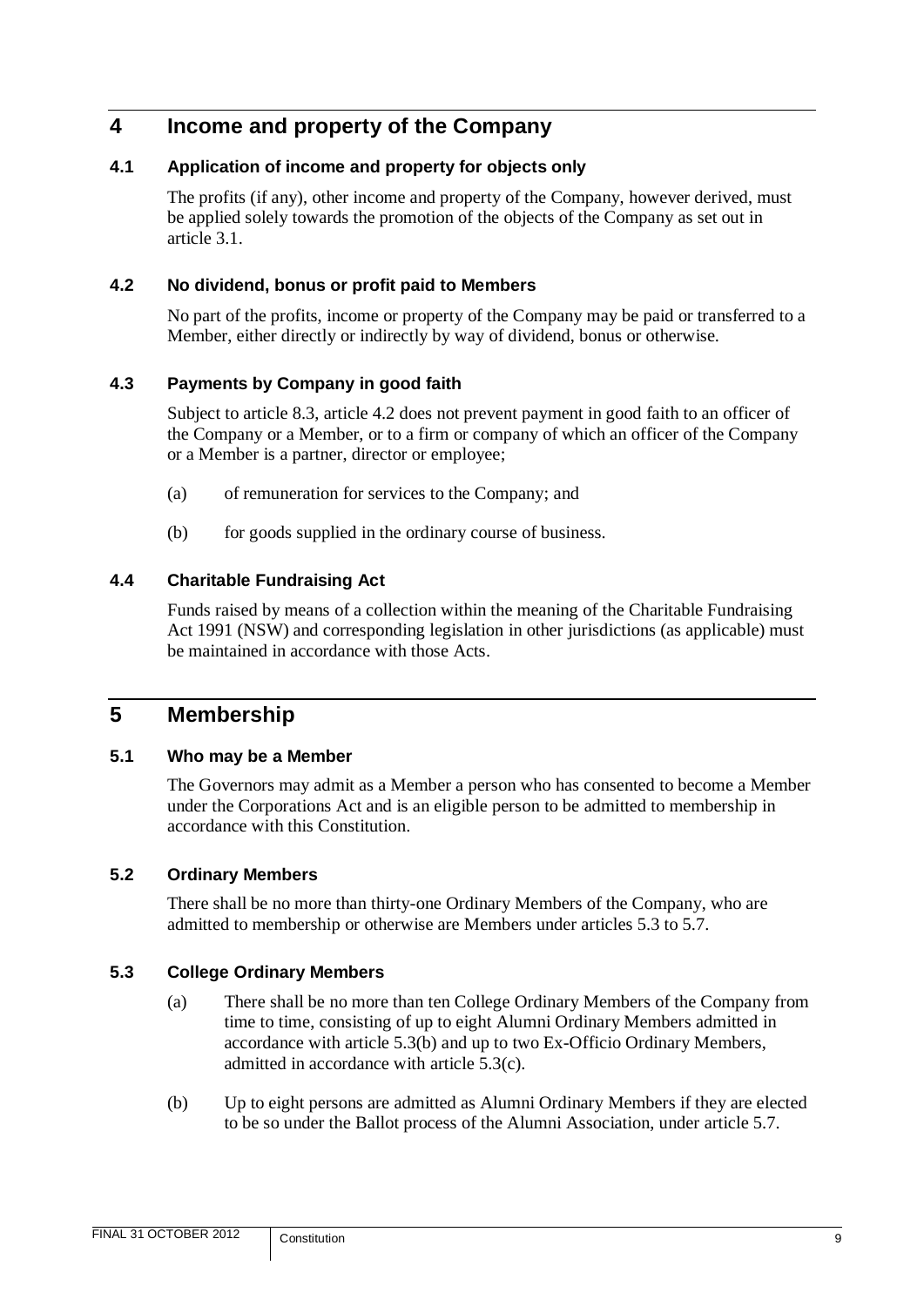# 4 Income and property of the Company

## 4.1 Application of income and property for objects only

The profits (if any), other income and property of the Company, however derived, must be applied solely towards the promotion of the objects of the Company as set out in article 3.1.

## 4.2 No dividend, bonus or profit paid to Members

No part of the profits, income or property of the Company may be paid or transferred to a Member, either directly or indirectly by way of dividend, bonus or otherwise.

## 4.3 Payments by Company in good faith

Subject to article 8.3, article 4.2 does not prevent payment in good faith to an officer of the Company or a Member, or to a firm or company of which an officer of the Company or a Member is a partner, director or employee;

(a) of remuneration for services to the Company; and

(b) for goods supplied in the ordinary course of business.

## 4.4 Charitable Fundraising Act

Funds raised by means of a collection within the meaning of the Charitable Fundraising Act 1991 (NSW) and corresponding legislation in other jurisdictions (as applicable) must be maintained in accordance with those Acts.

# 5 Membership

## 5.1 Who may be a Member

The Governors may admit as a Member a person who has consented to become a Member under the Corporations Act and is an eligible person to be admitted to membership in accordance with this Constitution.

## 5.2 Ordinary Members

There shall be no more than thirty-one Ordinary Members of the Company, who are admitted to membership or otherwise are Members under articles 5.3 to 5.7.

## 5.3 College Ordinary Members

(a) There shall be no more than ten College Ordinary Members of the Company from time to time, consisting of up to eight Alumni Ordinary Members admitted in accordance with article 5.3(b) and up to two Ex-Officio Ordinary Members, admitted in accordance with article 5.3(c).

(b) Up to eight persons are admitted as Alumni Ordinary Members if they are elected to be so under the Ballot process of the Alumni Association, under article 5.7.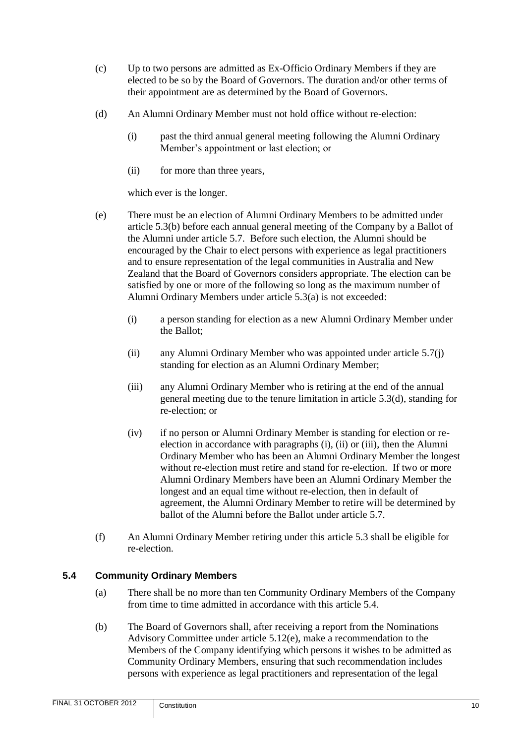(c) Up to two persons are admitted as Ex-Officio Ordinary Members if they are elected to be so by the Board of Governors. The duration and/or other terms of their appointment are as determined by the Board of Governors.

(d) An Alumni Ordinary Member must not hold office without re-election:

(i) past the third annual general meeting following the Alumni Ordinary Member's appointment or last election; or

(ii) for more than three years,

which ever is the longer.

(e) There must be an election of Alumni Ordinary Members to be admitted under article 5.3(b) before each annual general meeting of the Company by a Ballot of the Alumni under article 5.7. Before such election, the Alumni should be encouraged by the Chair to elect persons with experience as legal practitioners and to ensure representation of the legal communities in Australia and New Zealand that the Board of Governors considers appropriate. The election can be satisfied by one or more of the following so long as the maximum number of Alumni Ordinary Members under article 5.3(a) is not exceeded:

(i) a person standing for election as a new Alumni Ordinary Member under the Ballot;

(ii) any Alumni Ordinary Member who was appointed under article 5.7(j) standing for election as an Alumni Ordinary Member;

(iii) any Alumni Ordinary Member who is retiring at the end of the annual general meeting due to the tenure limitation in article 5.3(d), standing for re-election; or

(iv) if no person or Alumni Ordinary Member is standing for election or re-election in accordance with paragraphs (i), (ii) or (iii), then the Alumni Ordinary Member who has been an Alumni Ordinary Member the longest without re-election must retire and stand for re-election. If two or more Alumni Ordinary Members have been an Alumni Ordinary Member the longest and an equal time without re-election, then in default of agreement, the Alumni Ordinary Member to retire will be determined by ballot of the Alumni before the Ballot under article 5.7.

(f) An Alumni Ordinary Member retiring under this article 5.3 shall be eligible for re-election.

### 5.4 Community Ordinary Members

(a) There shall be no more than ten Community Ordinary Members of the Company from time to time admitted in accordance with this article 5.4.

(b) The Board of Governors shall, after receiving a report from the Nominations Advisory Committee under article 5.12(e), make a recommendation to the Members of the Company identifying which persons it wishes to be admitted as Community Ordinary Members, ensuring that such recommendation includes persons with experience as legal practitioners and representation of the legal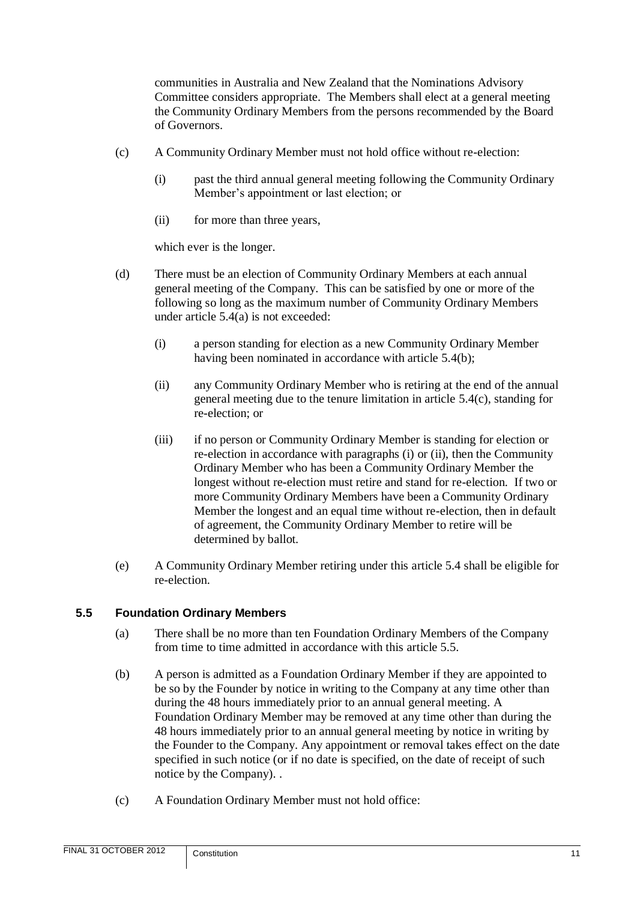communities in Australia and New Zealand that the Nominations Advisory Committee considers appropriate. The Members shall elect at a general meeting the Community Ordinary Members from the persons recommended by the Board of Governors.

(c) A Community Ordinary Member must not hold office without re-election:

(i) past the third annual general meeting following the Community Ordinary Member's appointment or last election; or

(ii) for more than three years,

which ever is the longer.

(d) There must be an election of Community Ordinary Members at each annual general meeting of the Company. This can be satisfied by one or more of the following so long as the maximum number of Community Ordinary Members under article 5.4(a) is not exceeded:

(i) a person standing for election as a new Community Ordinary Member having been nominated in accordance with article 5.4(b);

(ii) any Community Ordinary Member who is retiring at the end of the annual general meeting due to the tenure limitation in article 5.4(c), standing for re-election; or

(iii) if no person or Community Ordinary Member is standing for election or re-election in accordance with paragraphs (i) or (ii), then the Community Ordinary Member who has been a Community Ordinary Member the longest without re-election must retire and stand for re-election. If two or more Community Ordinary Members have been a Community Ordinary Member the longest and an equal time without re-election, then in default of agreement, the Community Ordinary Member to retire will be determined by ballot.

(e) A Community Ordinary Member retiring under this article 5.4 shall be eligible for re-election.

### 5.5 Foundation Ordinary Members

(a) There shall be no more than ten Foundation Ordinary Members of the Company from time to time admitted in accordance with this article 5.5.

(b) A person is admitted as a Foundation Ordinary Member if they are appointed to be so by the Founder by notice in writing to the Company at any time other than during the 48 hours immediately prior to an annual general meeting. A Foundation Ordinary Member may be removed at any time other than during the 48 hours immediately prior to an annual general meeting by notice in writing by the Founder to the Company. Any appointment or removal takes effect on the date specified in such notice (or if no date is specified, on the date of receipt of such notice by the Company). .

(c) A Foundation Ordinary Member must not hold office: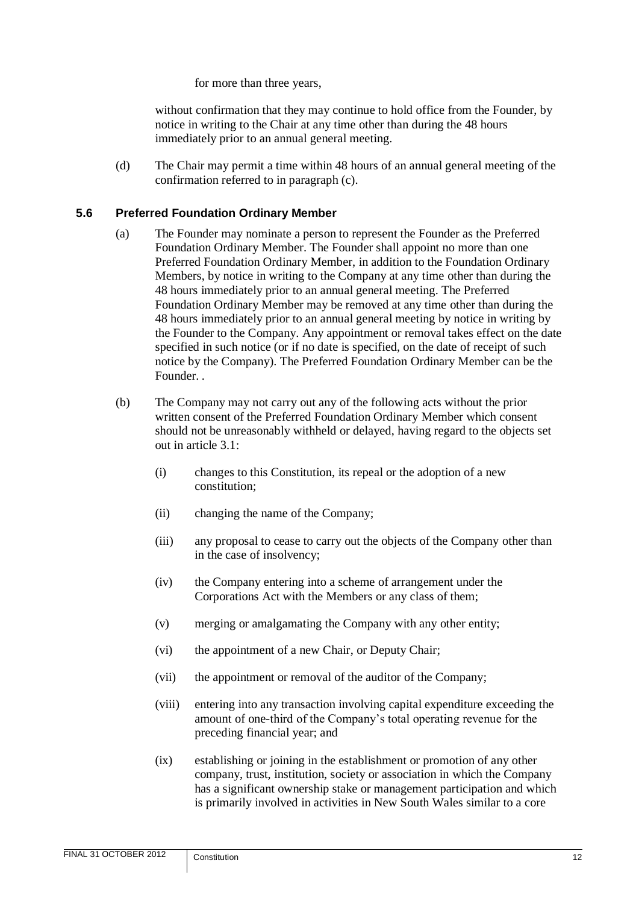for more than three years,

without confirmation that they may continue to hold office from the Founder, by notice in writing to the Chair at any time other than during the 48 hours immediately prior to an annual general meeting.

(d) The Chair may permit a time within 48 hours of an annual general meeting of the confirmation referred to in paragraph (c).

### 5.6 Preferred Foundation Ordinary Member

(a) The Founder may nominate a person to represent the Founder as the Preferred Foundation Ordinary Member. The Founder shall appoint no more than one Preferred Foundation Ordinary Member, in addition to the Foundation Ordinary Members, by notice in writing to the Company at any time other than during the 48 hours immediately prior to an annual general meeting. The Preferred Foundation Ordinary Member may be removed at any time other than during the 48 hours immediately prior to an annual general meeting by notice in writing by the Founder to the Company. Any appointment or removal takes effect on the date specified in such notice (or if no date is specified, on the date of receipt of such notice by the Company). The Preferred Foundation Ordinary Member can be the Founder. .

(b) The Company may not carry out any of the following acts without the prior written consent of the Preferred Foundation Ordinary Member which consent should not be unreasonably withheld or delayed, having regard to the objects set out in article 3.1:

   (i) changes to this Constitution, its repeal or the adoption of a new constitution;

   (ii) changing the name of the Company;

   (iii) any proposal to cease to carry out the objects of the Company other than in the case of insolvency;

   (iv) the Company entering into a scheme of arrangement under the Corporations Act with the Members or any class of them;

   (v) merging or amalgamating the Company with any other entity;

   (vi) the appointment of a new Chair, or Deputy Chair;

   (vii) the appointment or removal of the auditor of the Company;

   (viii) entering into any transaction involving capital expenditure exceeding the amount of one-third of the Company's total operating revenue for the preceding financial year; and

   (ix) establishing or joining in the establishment or promotion of any other company, trust, institution, society or association in which the Company has a significant ownership stake or management participation and which is primarily involved in activities in New South Wales similar to a core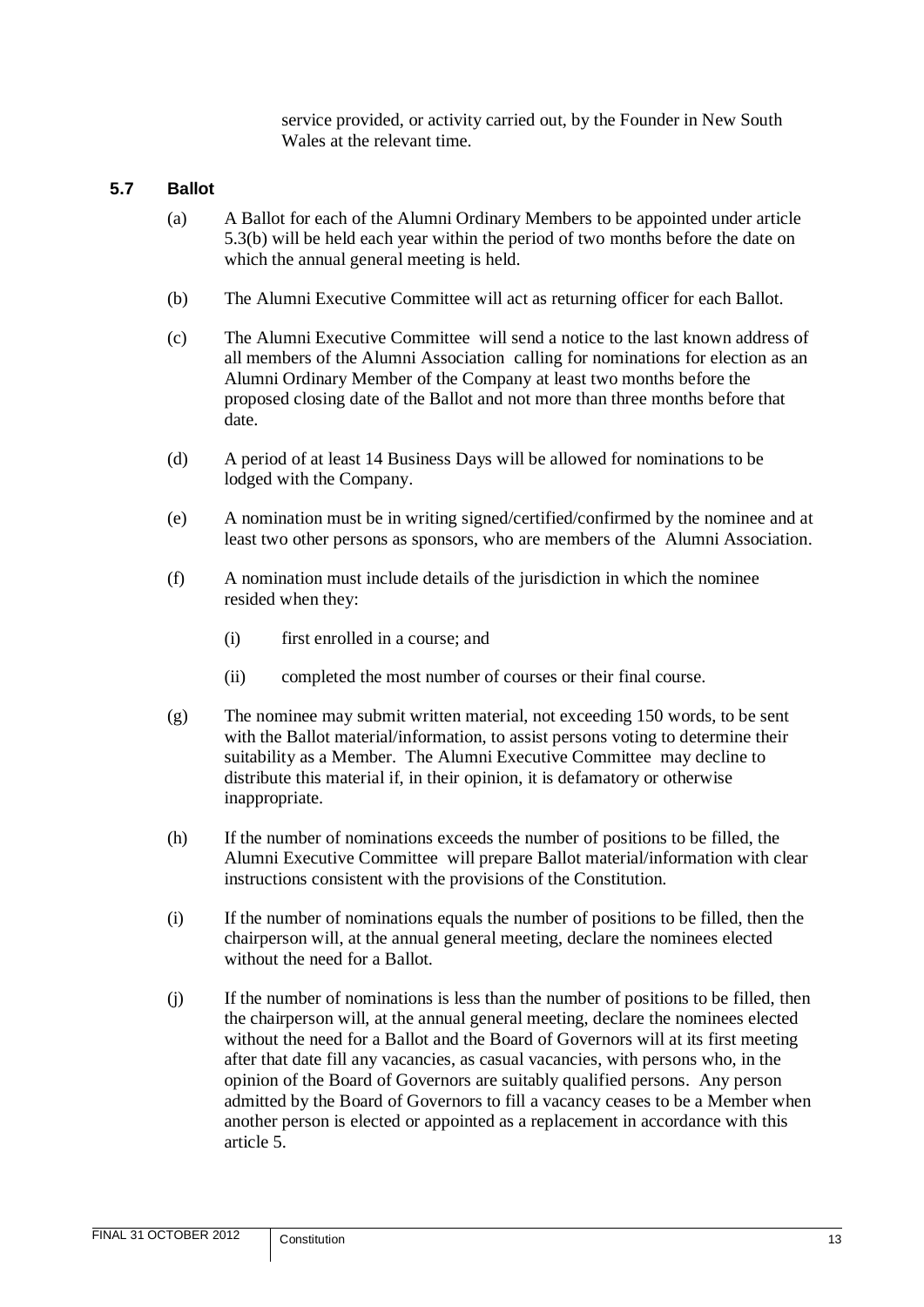service provided, or activity carried out, by the Founder in New South Wales at the relevant time.

### 5.7 Ballot

(a) A Ballot for each of the Alumni Ordinary Members to be appointed under article 5.3(b) will be held each year within the period of two months before the date on which the annual general meeting is held.

(b) The Alumni Executive Committee will act as returning officer for each Ballot.

(c) The Alumni Executive Committee will send a notice to the last known address of all members of the Alumni Association calling for nominations for election as an Alumni Ordinary Member of the Company at least two months before the proposed closing date of the Ballot and not more than three months before that date.

(d) A period of at least 14 Business Days will be allowed for nominations to be lodged with the Company.

(e) A nomination must be in writing signed/certified/confirmed by the nominee and at least two other persons as sponsors, who are members of the Alumni Association.

(f) A nomination must include details of the jurisdiction in which the nominee resided when they:

(i) first enrolled in a course; and

(ii) completed the most number of courses or their final course.

(g) The nominee may submit written material, not exceeding 150 words, to be sent with the Ballot material/information, to assist persons voting to determine their suitability as a Member. The Alumni Executive Committee may decline to distribute this material if, in their opinion, it is defamatory or otherwise inappropriate.

(h) If the number of nominations exceeds the number of positions to be filled, the Alumni Executive Committee will prepare Ballot material/information with clear instructions consistent with the provisions of the Constitution.

(i) If the number of nominations equals the number of positions to be filled, then the chairperson will, at the annual general meeting, declare the nominees elected without the need for a Ballot.

(j) If the number of nominations is less than the number of positions to be filled, then the chairperson will, at the annual general meeting, declare the nominees elected without the need for a Ballot and the Board of Governors will at its first meeting after that date fill any vacancies, as casual vacancies, with persons who, in the opinion of the Board of Governors are suitably qualified persons. Any person admitted by the Board of Governors to fill a vacancy ceases to be a Member when another person is elected or appointed as a replacement in accordance with this article 5.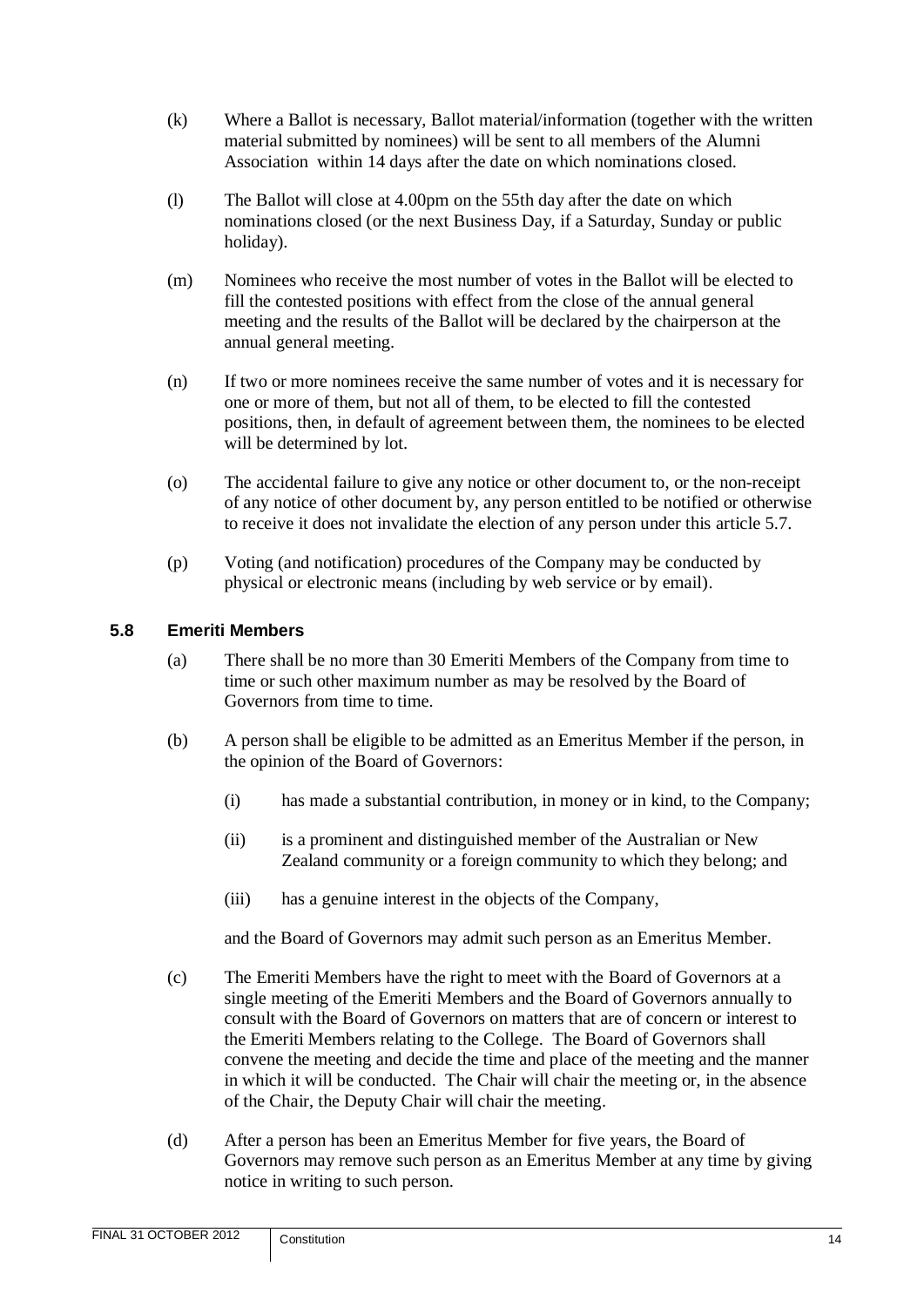(k) Where a Ballot is necessary, Ballot material/information (together with the written material submitted by nominees) will be sent to all members of the Alumni Association within 14 days after the date on which nominations closed.

(l) The Ballot will close at 4.00pm on the 55th day after the date on which nominations closed (or the next Business Day, if a Saturday, Sunday or public holiday).

(m) Nominees who receive the most number of votes in the Ballot will be elected to fill the contested positions with effect from the close of the annual general meeting and the results of the Ballot will be declared by the chairperson at the annual general meeting.

(n) If two or more nominees receive the same number of votes and it is necessary for one or more of them, but not all of them, to be elected to fill the contested positions, then, in default of agreement between them, the nominees to be elected will be determined by lot.

(o) The accidental failure to give any notice or other document to, or the non-receipt of any notice of other document by, any person entitled to be notified or otherwise to receive it does not invalidate the election of any person under this article 5.7.

(p) Voting (and notification) procedures of the Company may be conducted by physical or electronic means (including by web service or by email).

### 5.8 Emeriti Members

(a) There shall be no more than 30 Emeriti Members of the Company from time to time or such other maximum number as may be resolved by the Board of Governors from time to time.

(b) A person shall be eligible to be admitted as an Emeritus Member if the person, in the opinion of the Board of Governors:

(i) has made a substantial contribution, in money or in kind, to the Company;

(ii) is a prominent and distinguished member of the Australian or New Zealand community or a foreign community to which they belong; and

(iii) has a genuine interest in the objects of the Company,

and the Board of Governors may admit such person as an Emeritus Member.

(c) The Emeriti Members have the right to meet with the Board of Governors at a single meeting of the Emeriti Members and the Board of Governors annually to consult with the Board of Governors on matters that are of concern or interest to the Emeriti Members relating to the College. The Board of Governors shall convene the meeting and decide the time and place of the meeting and the manner in which it will be conducted. The Chair will chair the meeting or, in the absence of the Chair, the Deputy Chair will chair the meeting.

(d) After a person has been an Emeritus Member for five years, the Board of Governors may remove such person as an Emeritus Member at any time by giving notice in writing to such person.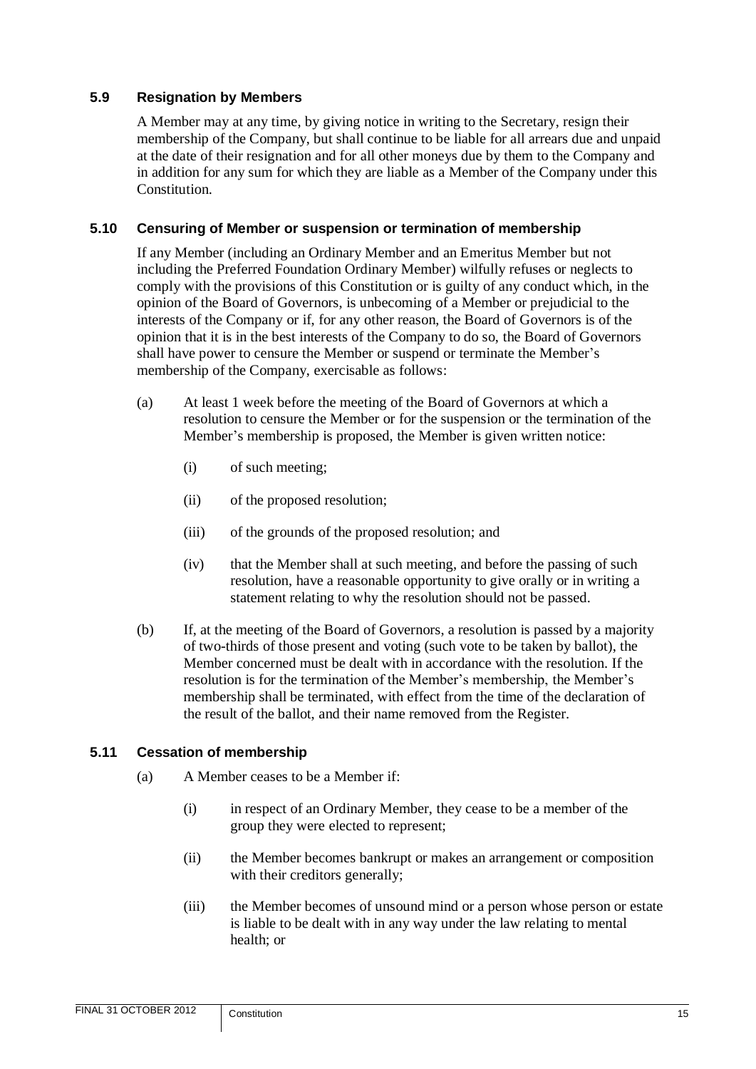### 5.9 Resignation by Members

A Member may at any time, by giving notice in writing to the Secretary, resign their membership of the Company, but shall continue to be liable for all arrears due and unpaid at the date of their resignation and for all other moneys due by them to the Company and in addition for any sum for which they are liable as a Member of the Company under this Constitution.

### 5.10 Censuring of Member or suspension or termination of membership

If any Member (including an Ordinary Member and an Emeritus Member but not including the Preferred Foundation Ordinary Member) wilfully refuses or neglects to comply with the provisions of this Constitution or is guilty of any conduct which, in the opinion of the Board of Governors, is unbecoming of a Member or prejudicial to the interests of the Company or if, for any other reason, the Board of Governors is of the opinion that it is in the best interests of the Company to do so, the Board of Governors shall have power to censure the Member or suspend or terminate the Member's membership of the Company, exercisable as follows:

(a) At least 1 week before the meeting of the Board of Governors at which a resolution to censure the Member or for the suspension or the termination of the Member's membership is proposed, the Member is given written notice:

  (i) of such meeting;

  (ii) of the proposed resolution;

  (iii) of the grounds of the proposed resolution; and

  (iv) that the Member shall at such meeting, and before the passing of such resolution, have a reasonable opportunity to give orally or in writing a statement relating to why the resolution should not be passed.

(b) If, at the meeting of the Board of Governors, a resolution is passed by a majority of two-thirds of those present and voting (such vote to be taken by ballot), the Member concerned must be dealt with in accordance with the resolution. If the resolution is for the termination of the Member's membership, the Member's membership shall be terminated, with effect from the time of the declaration of the result of the ballot, and their name removed from the Register.

### 5.11 Cessation of membership

(a) A Member ceases to be a Member if:

  (i) in respect of an Ordinary Member, they cease to be a member of the group they were elected to represent;

  (ii) the Member becomes bankrupt or makes an arrangement or composition with their creditors generally;

  (iii) the Member becomes of unsound mind or a person whose person or estate is liable to be dealt with in any way under the law relating to mental health; or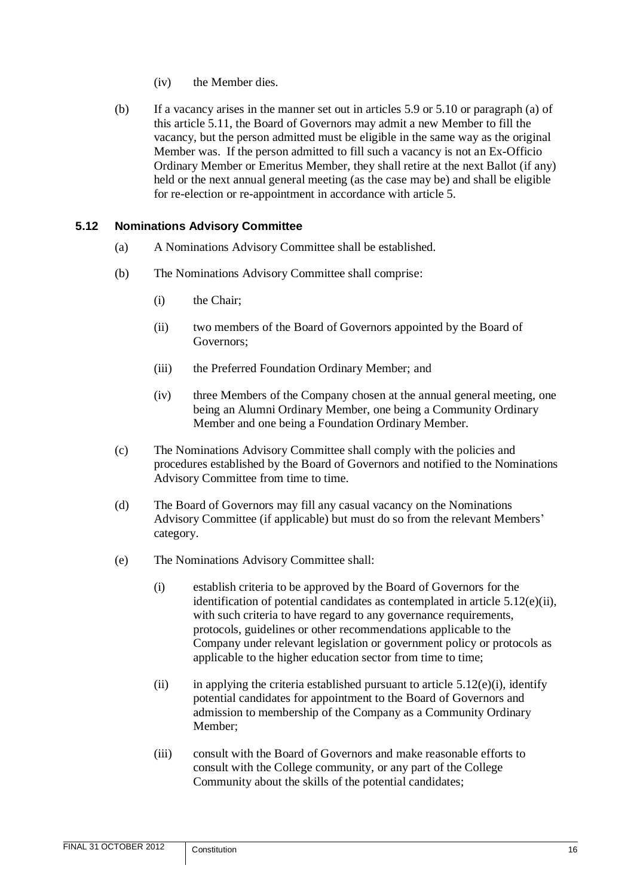(iv) the Member dies.

(b) If a vacancy arises in the manner set out in articles 5.9 or 5.10 or paragraph (a) of this article 5.11, the Board of Governors may admit a new Member to fill the vacancy, but the person admitted must be eligible in the same way as the original Member was. If the person admitted to fill such a vacancy is not an Ex-Officio Ordinary Member or Emeritus Member, they shall retire at the next Ballot (if any) held or the next annual general meeting (as the case may be) and shall be eligible for re-election or re-appointment in accordance with article 5.

### 5.12 Nominations Advisory Committee

(a) A Nominations Advisory Committee shall be established.

(b) The Nominations Advisory Committee shall comprise:

(i) the Chair;

(ii) two members of the Board of Governors appointed by the Board of Governors;

(iii) the Preferred Foundation Ordinary Member; and

(iv) three Members of the Company chosen at the annual general meeting, one being an Alumni Ordinary Member, one being a Community Ordinary Member and one being a Foundation Ordinary Member.

(c) The Nominations Advisory Committee shall comply with the policies and procedures established by the Board of Governors and notified to the Nominations Advisory Committee from time to time.

(d) The Board of Governors may fill any casual vacancy on the Nominations Advisory Committee (if applicable) but must do so from the relevant Members' category.

(e) The Nominations Advisory Committee shall:

(i) establish criteria to be approved by the Board of Governors for the identification of potential candidates as contemplated in article 5.12(e)(ii), with such criteria to have regard to any governance requirements, protocols, guidelines or other recommendations applicable to the Company under relevant legislation or government policy or protocols as applicable to the higher education sector from time to time;

(ii) in applying the criteria established pursuant to article 5.12(e)(i), identify potential candidates for appointment to the Board of Governors and admission to membership of the Company as a Community Ordinary Member;

(iii) consult with the Board of Governors and make reasonable efforts to consult with the College community, or any part of the College Community about the skills of the potential candidates;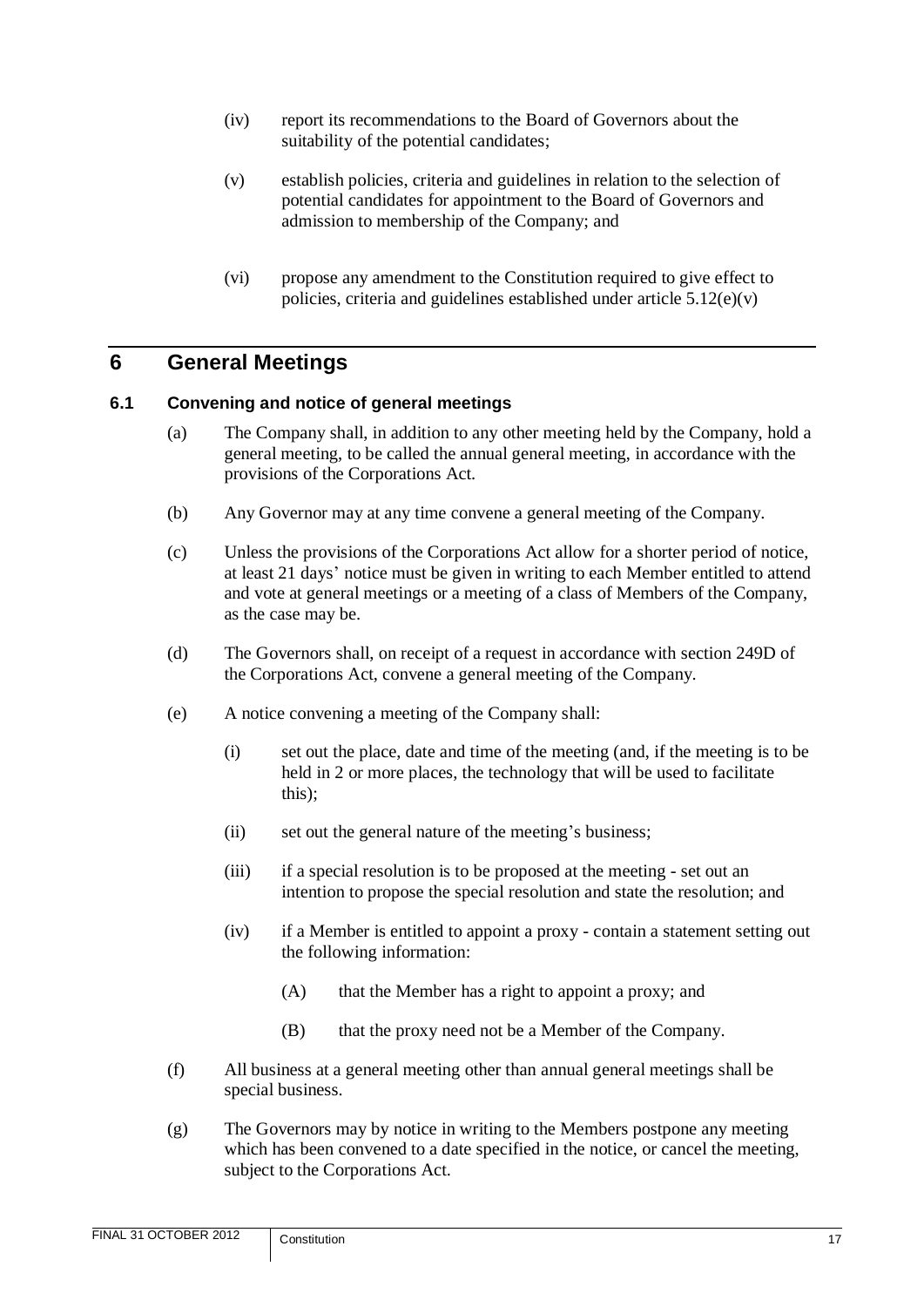(iv) report its recommendations to the Board of Governors about the suitability of the potential candidates;

(v) establish policies, criteria and guidelines in relation to the selection of potential candidates for appointment to the Board of Governors and admission to membership of the Company; and

(vi) propose any amendment to the Constitution required to give effect to policies, criteria and guidelines established under article 5.12(e)(v)

# 6 General Meetings

## 6.1 Convening and notice of general meetings

(a) The Company shall, in addition to any other meeting held by the Company, hold a general meeting, to be called the annual general meeting, in accordance with the provisions of the Corporations Act.

(b) Any Governor may at any time convene a general meeting of the Company.

(c) Unless the provisions of the Corporations Act allow for a shorter period of notice, at least 21 days' notice must be given in writing to each Member entitled to attend and vote at general meetings or a meeting of a class of Members of the Company, as the case may be.

(d) The Governors shall, on receipt of a request in accordance with section 249D of the Corporations Act, convene a general meeting of the Company.

(e) A notice convening a meeting of the Company shall:

  (i) set out the place, date and time of the meeting (and, if the meeting is to be held in 2 or more places, the technology that will be used to facilitate this);

  (ii) set out the general nature of the meeting's business;

  (iii) if a special resolution is to be proposed at the meeting - set out an intention to propose the special resolution and state the resolution; and

  (iv) if a Member is entitled to appoint a proxy - contain a statement setting out the following information:

    (A) that the Member has a right to appoint a proxy; and

    (B) that the proxy need not be a Member of the Company.

(f) All business at a general meeting other than annual general meetings shall be special business.

(g) The Governors may by notice in writing to the Members postpone any meeting which has been convened to a date specified in the notice, or cancel the meeting, subject to the Corporations Act.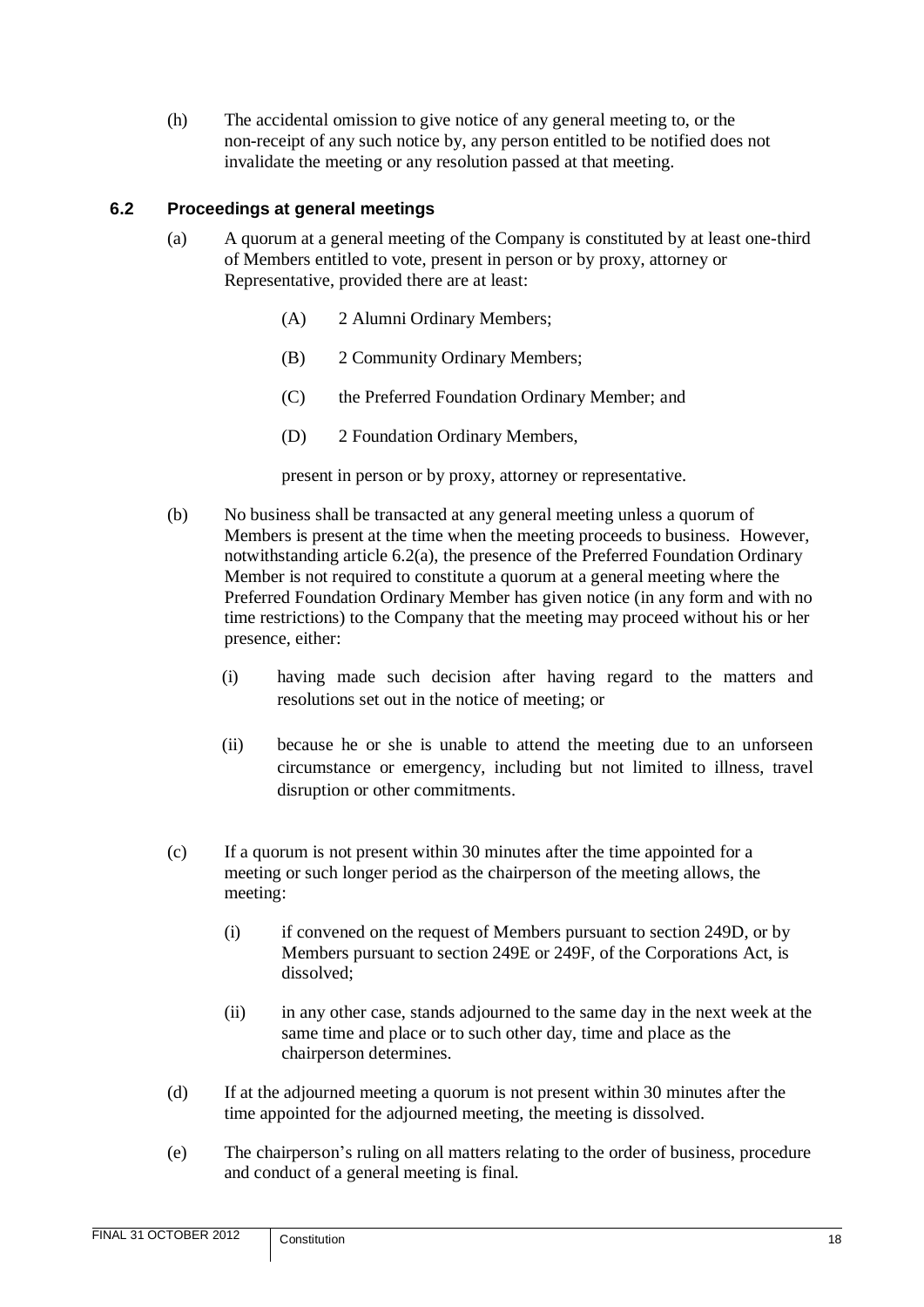(h) The accidental omission to give notice of any general meeting to, or the non-receipt of any such notice by, any person entitled to be notified does not invalidate the meeting or any resolution passed at that meeting.

### 6.2 Proceedings at general meetings

(a) A quorum at a general meeting of the Company is constituted by at least one-third of Members entitled to vote, present in person or by proxy, attorney or Representative, provided there are at least:

(A) 2 Alumni Ordinary Members;

(B) 2 Community Ordinary Members;

(C) the Preferred Foundation Ordinary Member; and

(D) 2 Foundation Ordinary Members,

present in person or by proxy, attorney or representative.

(b) No business shall be transacted at any general meeting unless a quorum of Members is present at the time when the meeting proceeds to business. However, notwithstanding article 6.2(a), the presence of the Preferred Foundation Ordinary Member is not required to constitute a quorum at a general meeting where the Preferred Foundation Ordinary Member has given notice (in any form and with no time restrictions) to the Company that the meeting may proceed without his or her presence, either:

(i) having made such decision after having regard to the matters and resolutions set out in the notice of meeting; or

(ii) because he or she is unable to attend the meeting due to an unforseen circumstance or emergency, including but not limited to illness, travel disruption or other commitments.

(c) If a quorum is not present within 30 minutes after the time appointed for a meeting or such longer period as the chairperson of the meeting allows, the meeting:

(i) if convened on the request of Members pursuant to section 249D, or by Members pursuant to section 249E or 249F, of the Corporations Act, is dissolved;

(ii) in any other case, stands adjourned to the same day in the next week at the same time and place or to such other day, time and place as the chairperson determines.

(d) If at the adjourned meeting a quorum is not present within 30 minutes after the time appointed for the adjourned meeting, the meeting is dissolved.

(e) The chairperson's ruling on all matters relating to the order of business, procedure and conduct of a general meeting is final.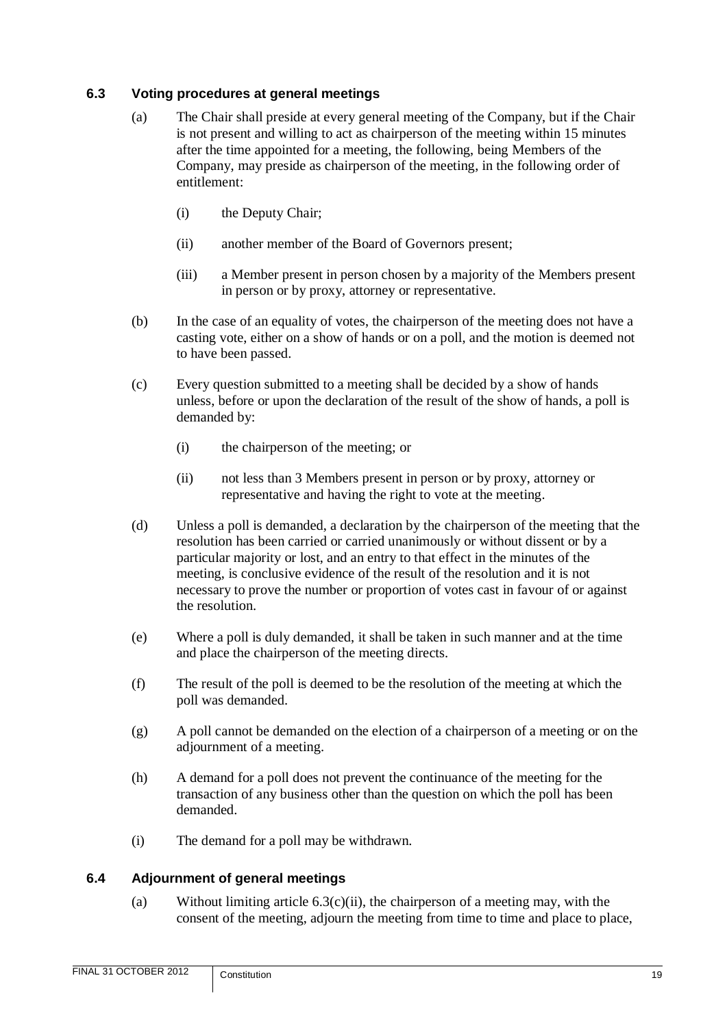### 6.3 Voting procedures at general meetings

(a) The Chair shall preside at every general meeting of the Company, but if the Chair is not present and willing to act as chairperson of the meeting within 15 minutes after the time appointed for a meeting, the following, being Members of the Company, may preside as chairperson of the meeting, in the following order of entitlement:

   (i) the Deputy Chair;

   (ii) another member of the Board of Governors present;

   (iii) a Member present in person chosen by a majority of the Members present in person or by proxy, attorney or representative.

(b) In the case of an equality of votes, the chairperson of the meeting does not have a casting vote, either on a show of hands or on a poll, and the motion is deemed not to have been passed.

(c) Every question submitted to a meeting shall be decided by a show of hands unless, before or upon the declaration of the result of the show of hands, a poll is demanded by:

   (i) the chairperson of the meeting; or

   (ii) not less than 3 Members present in person or by proxy, attorney or representative and having the right to vote at the meeting.

(d) Unless a poll is demanded, a declaration by the chairperson of the meeting that the resolution has been carried or carried unanimously or without dissent or by a particular majority or lost, and an entry to that effect in the minutes of the meeting, is conclusive evidence of the result of the resolution and it is not necessary to prove the number or proportion of votes cast in favour of or against the resolution.

(e) Where a poll is duly demanded, it shall be taken in such manner and at the time and place the chairperson of the meeting directs.

(f) The result of the poll is deemed to be the resolution of the meeting at which the poll was demanded.

(g) A poll cannot be demanded on the election of a chairperson of a meeting or on the adjournment of a meeting.

(h) A demand for a poll does not prevent the continuance of the meeting for the transaction of any business other than the question on which the poll has been demanded.

(i) The demand for a poll may be withdrawn.

### 6.4 Adjournment of general meetings

(a) Without limiting article 6.3(c)(ii), the chairperson of a meeting may, with the consent of the meeting, adjourn the meeting from time to time and place to place,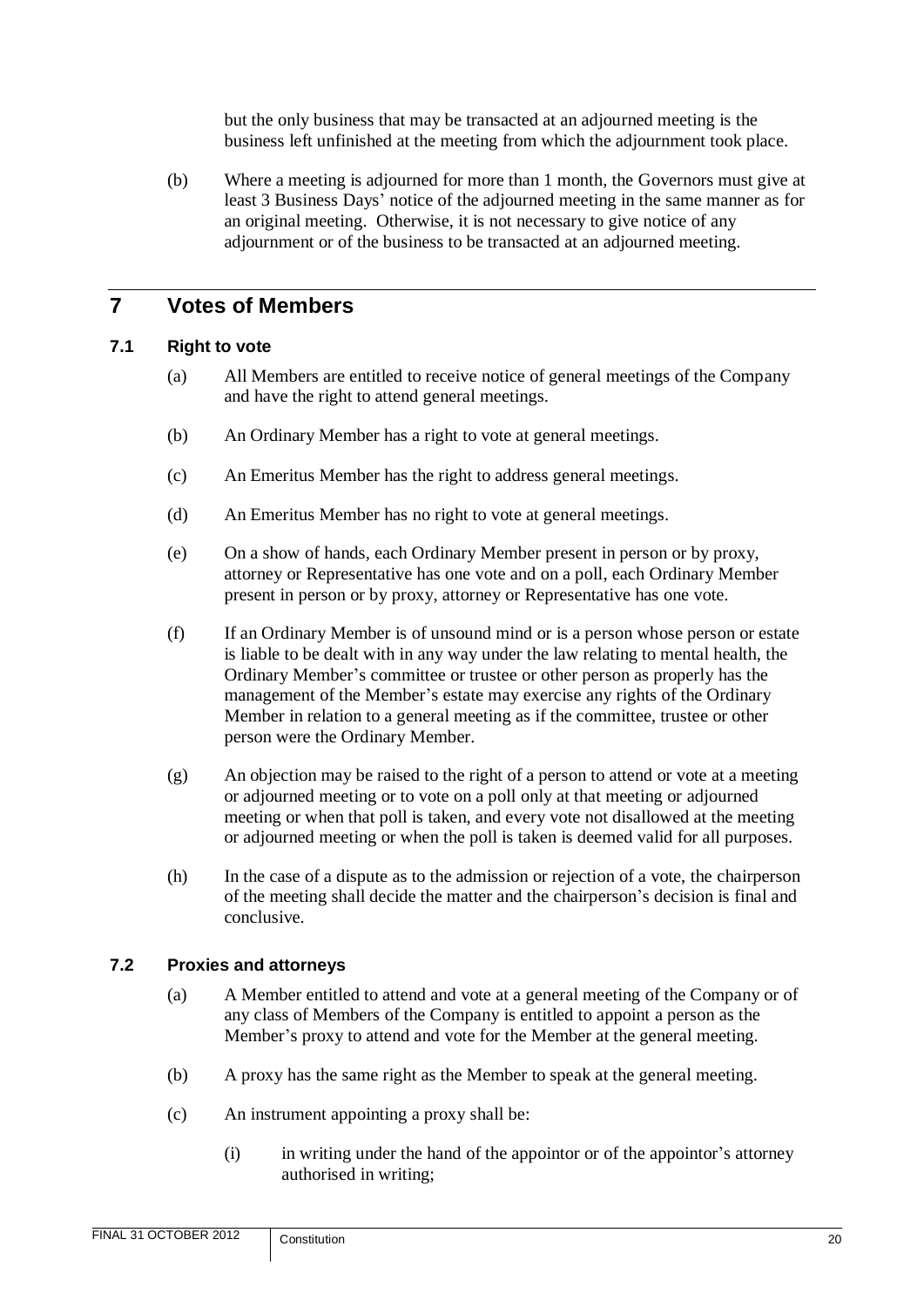but the only business that may be transacted at an adjourned meeting is the business left unfinished at the meeting from which the adjournment took place.

(b) Where a meeting is adjourned for more than 1 month, the Governors must give at least 3 Business Days' notice of the adjourned meeting in the same manner as for an original meeting. Otherwise, it is not necessary to give notice of any adjournment or of the business to be transacted at an adjourned meeting.

# 7 Votes of Members

## 7.1 Right to vote

(a) All Members are entitled to receive notice of general meetings of the Company and have the right to attend general meetings.

(b) An Ordinary Member has a right to vote at general meetings.

(c) An Emeritus Member has the right to address general meetings.

(d) An Emeritus Member has no right to vote at general meetings.

(e) On a show of hands, each Ordinary Member present in person or by proxy, attorney or Representative has one vote and on a poll, each Ordinary Member present in person or by proxy, attorney or Representative has one vote.

(f) If an Ordinary Member is of unsound mind or is a person whose person or estate is liable to be dealt with in any way under the law relating to mental health, the Ordinary Member's committee or trustee or other person as properly has the management of the Member's estate may exercise any rights of the Ordinary Member in relation to a general meeting as if the committee, trustee or other person were the Ordinary Member.

(g) An objection may be raised to the right of a person to attend or vote at a meeting or adjourned meeting or to vote on a poll only at that meeting or adjourned meeting or when that poll is taken, and every vote not disallowed at the meeting or adjourned meeting or when the poll is taken is deemed valid for all purposes.

(h) In the case of a dispute as to the admission or rejection of a vote, the chairperson of the meeting shall decide the matter and the chairperson's decision is final and conclusive.

## 7.2 Proxies and attorneys

(a) A Member entitled to attend and vote at a general meeting of the Company or of any class of Members of the Company is entitled to appoint a person as the Member's proxy to attend and vote for the Member at the general meeting.

(b) A proxy has the same right as the Member to speak at the general meeting.

(c) An instrument appointing a proxy shall be:

(i) in writing under the hand of the appointor or of the appointor's attorney authorised in writing;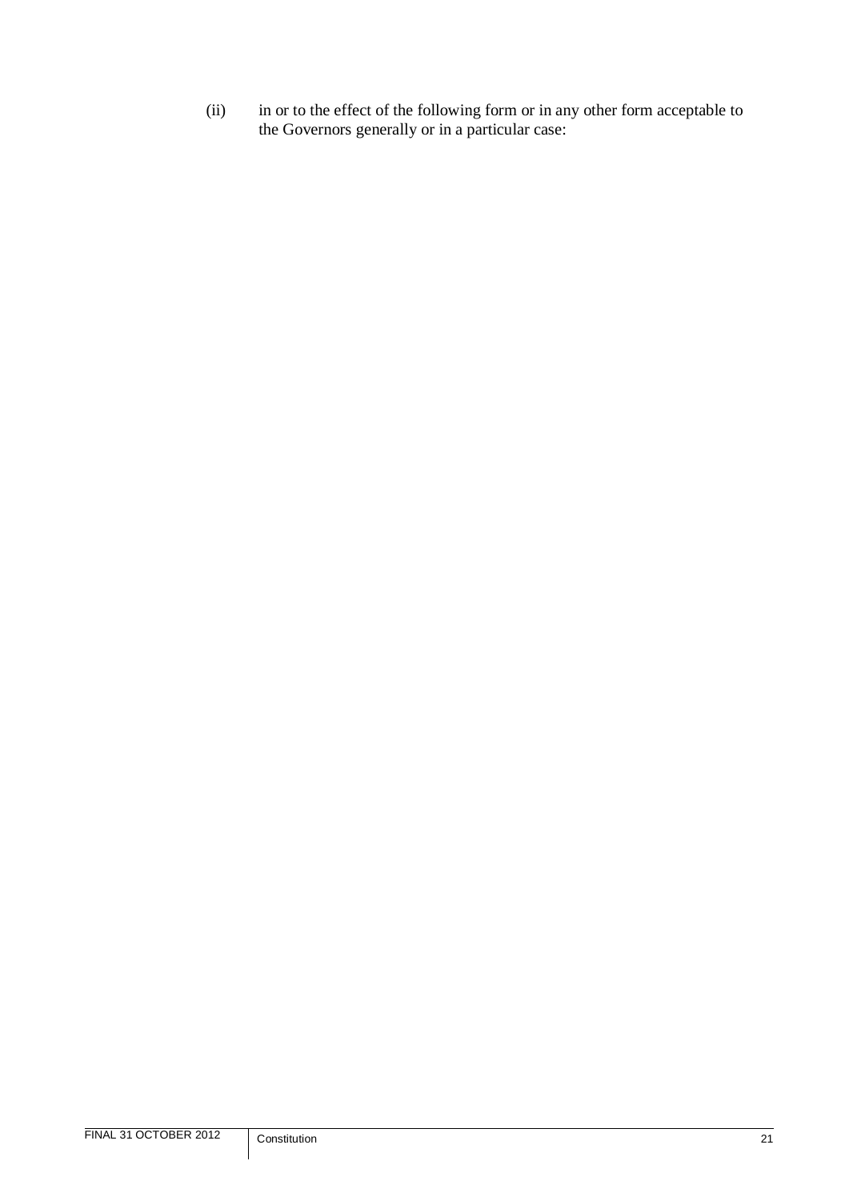(ii) in or to the effect of the following form or in any other form acceptable to the Governors generally or in a particular case: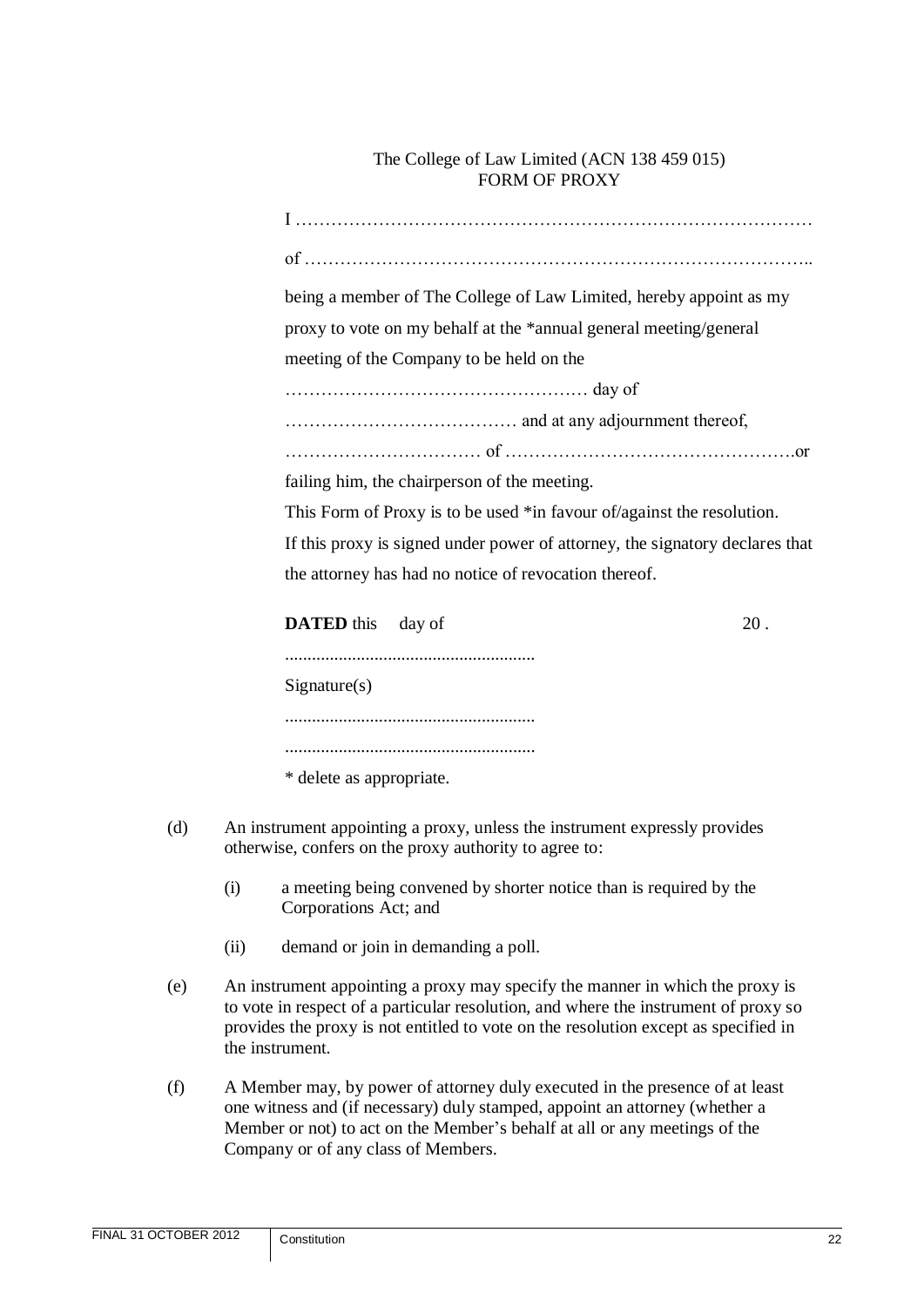The College of Law Limited (ACN 138 459 015)
FORM OF PROXY

I ……………………………………………………………………………

of ……………………………………………………………………………..

being a member of The College of Law Limited, hereby appoint as my proxy to vote on my behalf at the *annual general meeting/general meeting of the Company to be held on the

…………………………………………… day of

………………………………… and at any adjournment thereof,

…………………………… of ………………………………………….or

failing him, the chairperson of the meeting.

This Form of Proxy is to be used *in favour of/against the resolution.

If this proxy is signed under power of attorney, the signatory declares that the attorney has had no notice of revocation thereof.

**DATED** this day of 20 .

........................................................

Signature(s)

........................................................

........................................................

\* delete as appropriate.

(d) An instrument appointing a proxy, unless the instrument expressly provides otherwise, confers on the proxy authority to agree to:

  (i) a meeting being convened by shorter notice than is required by the Corporations Act; and

  (ii) demand or join in demanding a poll.

(e) An instrument appointing a proxy may specify the manner in which the proxy is to vote in respect of a particular resolution, and where the instrument of proxy so provides the proxy is not entitled to vote on the resolution except as specified in the instrument.

(f) A Member may, by power of attorney duly executed in the presence of at least one witness and (if necessary) duly stamped, appoint an attorney (whether a Member or not) to act on the Member's behalf at all or any meetings of the Company or of any class of Members.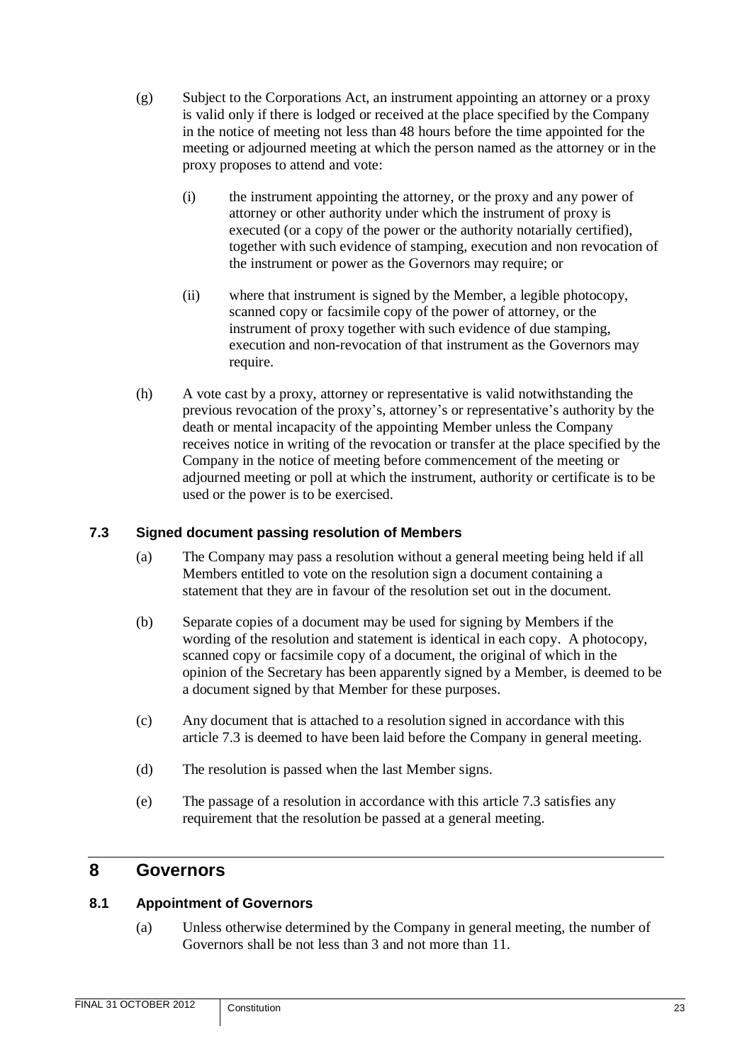(g) Subject to the Corporations Act, an instrument appointing an attorney or a proxy is valid only if there is lodged or received at the place specified by the Company in the notice of meeting not less than 48 hours before the time appointed for the meeting or adjourned meeting at which the person named as the attorney or in the proxy proposes to attend and vote:

(i) the instrument appointing the attorney, or the proxy and any power of attorney or other authority under which the instrument of proxy is executed (or a copy of the power or the authority notarially certified), together with such evidence of stamping, execution and non revocation of the instrument or power as the Governors may require; or

(ii) where that instrument is signed by the Member, a legible photocopy, scanned copy or facsimile copy of the power of attorney, or the instrument of proxy together with such evidence of due stamping, execution and non-revocation of that instrument as the Governors may require.

(h) A vote cast by a proxy, attorney or representative is valid notwithstanding the previous revocation of the proxy's, attorney's or representative's authority by the death or mental incapacity of the appointing Member unless the Company receives notice in writing of the revocation or transfer at the place specified by the Company in the notice of meeting before commencement of the meeting or adjourned meeting or poll at which the instrument, authority or certificate is to be used or the power is to be exercised.

### 7.3 Signed document passing resolution of Members

(a) The Company may pass a resolution without a general meeting being held if all Members entitled to vote on the resolution sign a document containing a statement that they are in favour of the resolution set out in the document.

(b) Separate copies of a document may be used for signing by Members if the wording of the resolution and statement is identical in each copy. A photocopy, scanned copy or facsimile copy of a document, the original of which in the opinion of the Secretary has been apparently signed by a Member, is deemed to be a document signed by that Member for these purposes.

(c) Any document that is attached to a resolution signed in accordance with this article 7.3 is deemed to have been laid before the Company in general meeting.

(d) The resolution is passed when the last Member signs.

(e) The passage of a resolution in accordance with this article 7.3 satisfies any requirement that the resolution be passed at a general meeting.

## 8 Governors

### 8.1 Appointment of Governors

(a) Unless otherwise determined by the Company in general meeting, the number of Governors shall be not less than 3 and not more than 11.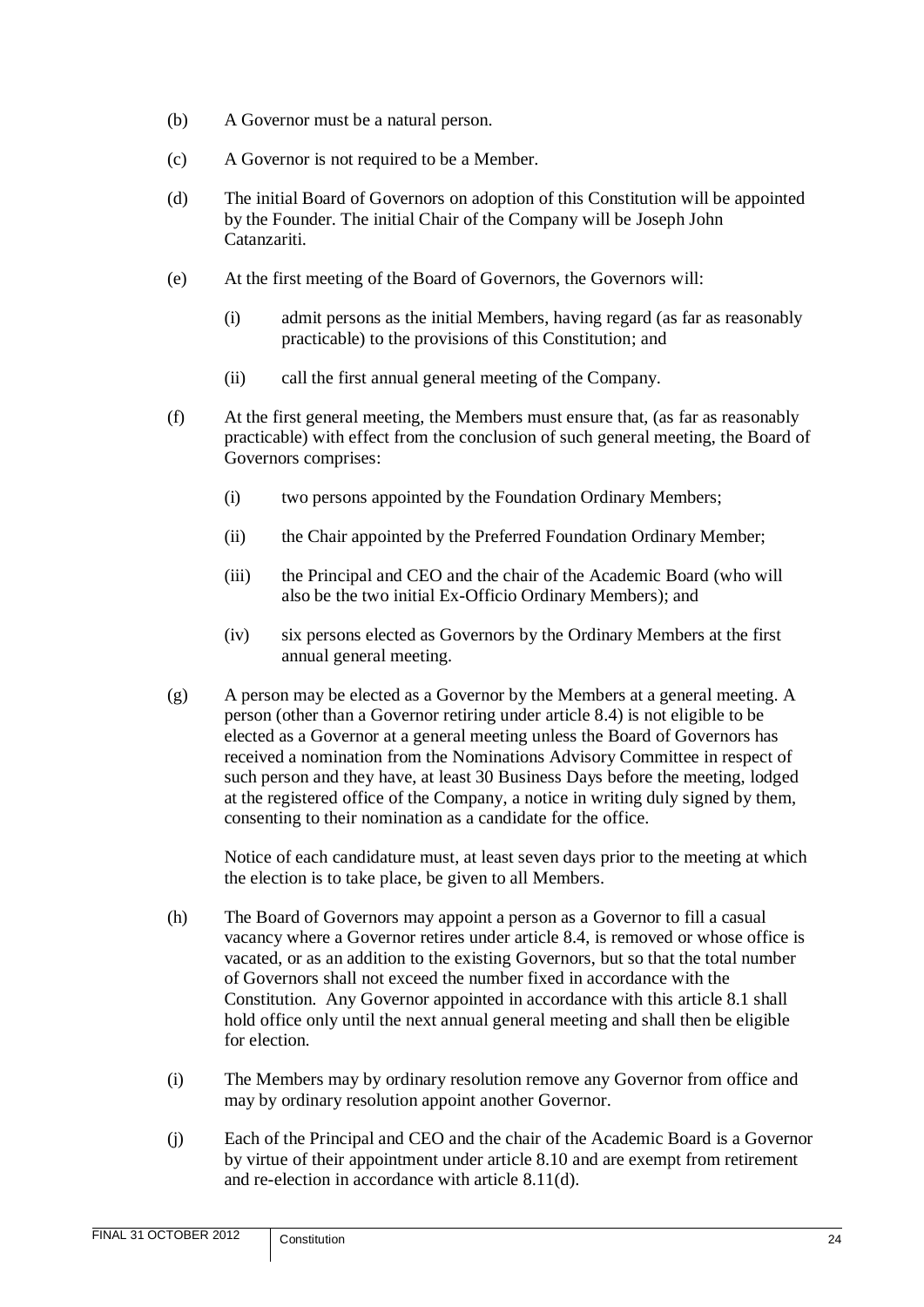(b) A Governor must be a natural person.

(c) A Governor is not required to be a Member.

(d) The initial Board of Governors on adoption of this Constitution will be appointed by the Founder. The initial Chair of the Company will be Joseph John Catanzariti.

(e) At the first meeting of the Board of Governors, the Governors will:

  (i) admit persons as the initial Members, having regard (as far as reasonably practicable) to the provisions of this Constitution; and

  (ii) call the first annual general meeting of the Company.

(f) At the first general meeting, the Members must ensure that, (as far as reasonably practicable) with effect from the conclusion of such general meeting, the Board of Governors comprises:

  (i) two persons appointed by the Foundation Ordinary Members;

  (ii) the Chair appointed by the Preferred Foundation Ordinary Member;

  (iii) the Principal and CEO and the chair of the Academic Board (who will also be the two initial Ex-Officio Ordinary Members); and

  (iv) six persons elected as Governors by the Ordinary Members at the first annual general meeting.

(g) A person may be elected as a Governor by the Members at a general meeting. A person (other than a Governor retiring under article 8.4) is not eligible to be elected as a Governor at a general meeting unless the Board of Governors has received a nomination from the Nominations Advisory Committee in respect of such person and they have, at least 30 Business Days before the meeting, lodged at the registered office of the Company, a notice in writing duly signed by them, consenting to their nomination as a candidate for the office.

  Notice of each candidature must, at least seven days prior to the meeting at which the election is to take place, be given to all Members.

(h) The Board of Governors may appoint a person as a Governor to fill a casual vacancy where a Governor retires under article 8.4, is removed or whose office is vacated, or as an addition to the existing Governors, but so that the total number of Governors shall not exceed the number fixed in accordance with the Constitution. Any Governor appointed in accordance with this article 8.1 shall hold office only until the next annual general meeting and shall then be eligible for election.

(i) The Members may by ordinary resolution remove any Governor from office and may by ordinary resolution appoint another Governor.

(j) Each of the Principal and CEO and the chair of the Academic Board is a Governor by virtue of their appointment under article 8.10 and are exempt from retirement and re-election in accordance with article 8.11(d).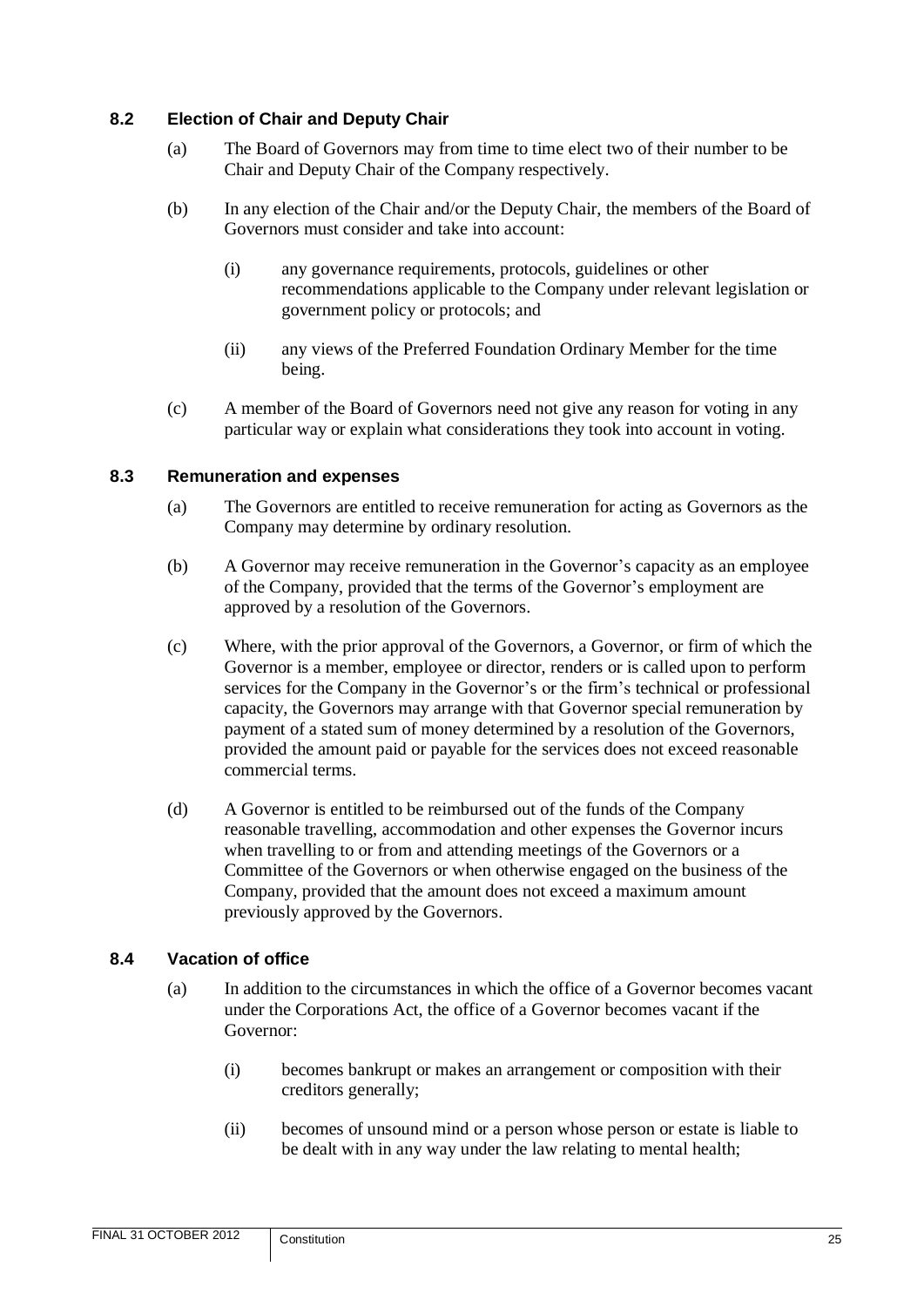### 8.2 Election of Chair and Deputy Chair

(a) The Board of Governors may from time to time elect two of their number to be Chair and Deputy Chair of the Company respectively.

(b) In any election of the Chair and/or the Deputy Chair, the members of the Board of Governors must consider and take into account:

(i) any governance requirements, protocols, guidelines or other recommendations applicable to the Company under relevant legislation or government policy or protocols; and

(ii) any views of the Preferred Foundation Ordinary Member for the time being.

(c) A member of the Board of Governors need not give any reason for voting in any particular way or explain what considerations they took into account in voting.

### 8.3 Remuneration and expenses

(a) The Governors are entitled to receive remuneration for acting as Governors as the Company may determine by ordinary resolution.

(b) A Governor may receive remuneration in the Governor's capacity as an employee of the Company, provided that the terms of the Governor's employment are approved by a resolution of the Governors.

(c) Where, with the prior approval of the Governors, a Governor, or firm of which the Governor is a member, employee or director, renders or is called upon to perform services for the Company in the Governor's or the firm's technical or professional capacity, the Governors may arrange with that Governor special remuneration by payment of a stated sum of money determined by a resolution of the Governors, provided the amount paid or payable for the services does not exceed reasonable commercial terms.

(d) A Governor is entitled to be reimbursed out of the funds of the Company reasonable travelling, accommodation and other expenses the Governor incurs when travelling to or from and attending meetings of the Governors or a Committee of the Governors or when otherwise engaged on the business of the Company, provided that the amount does not exceed a maximum amount previously approved by the Governors.

### 8.4 Vacation of office

(a) In addition to the circumstances in which the office of a Governor becomes vacant under the Corporations Act, the office of a Governor becomes vacant if the Governor:

(i) becomes bankrupt or makes an arrangement or composition with their creditors generally;

(ii) becomes of unsound mind or a person whose person or estate is liable to be dealt with in any way under the law relating to mental health;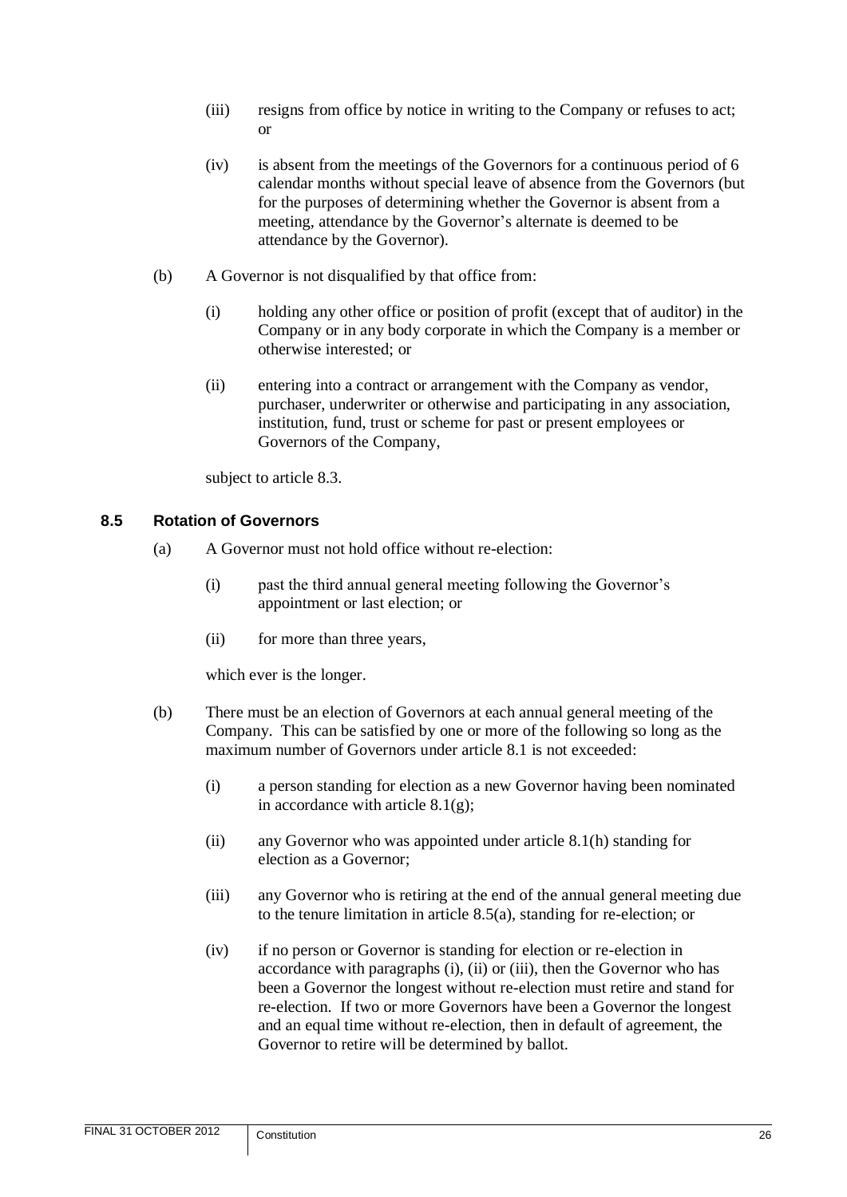(iii) resigns from office by notice in writing to the Company or refuses to act; or

(iv) is absent from the meetings of the Governors for a continuous period of 6 calendar months without special leave of absence from the Governors (but for the purposes of determining whether the Governor is absent from a meeting, attendance by the Governor's alternate is deemed to be attendance by the Governor).

(b) A Governor is not disqualified by that office from:

(i) holding any other office or position of profit (except that of auditor) in the Company or in any body corporate in which the Company is a member or otherwise interested; or

(ii) entering into a contract or arrangement with the Company as vendor, purchaser, underwriter or otherwise and participating in any association, institution, fund, trust or scheme for past or present employees or Governors of the Company,

subject to article 8.3.

### 8.5 Rotation of Governors

(a) A Governor must not hold office without re-election:

(i) past the third annual general meeting following the Governor's appointment or last election; or

(ii) for more than three years,

which ever is the longer.

(b) There must be an election of Governors at each annual general meeting of the Company. This can be satisfied by one or more of the following so long as the maximum number of Governors under article 8.1 is not exceeded:

(i) a person standing for election as a new Governor having been nominated in accordance with article 8.1(g);

(ii) any Governor who was appointed under article 8.1(h) standing for election as a Governor;

(iii) any Governor who is retiring at the end of the annual general meeting due to the tenure limitation in article 8.5(a), standing for re-election; or

(iv) if no person or Governor is standing for election or re-election in accordance with paragraphs (i), (ii) or (iii), then the Governor who has been a Governor the longest without re-election must retire and stand for re-election. If two or more Governors have been a Governor the longest and an equal time without re-election, then in default of agreement, the Governor to retire will be determined by ballot.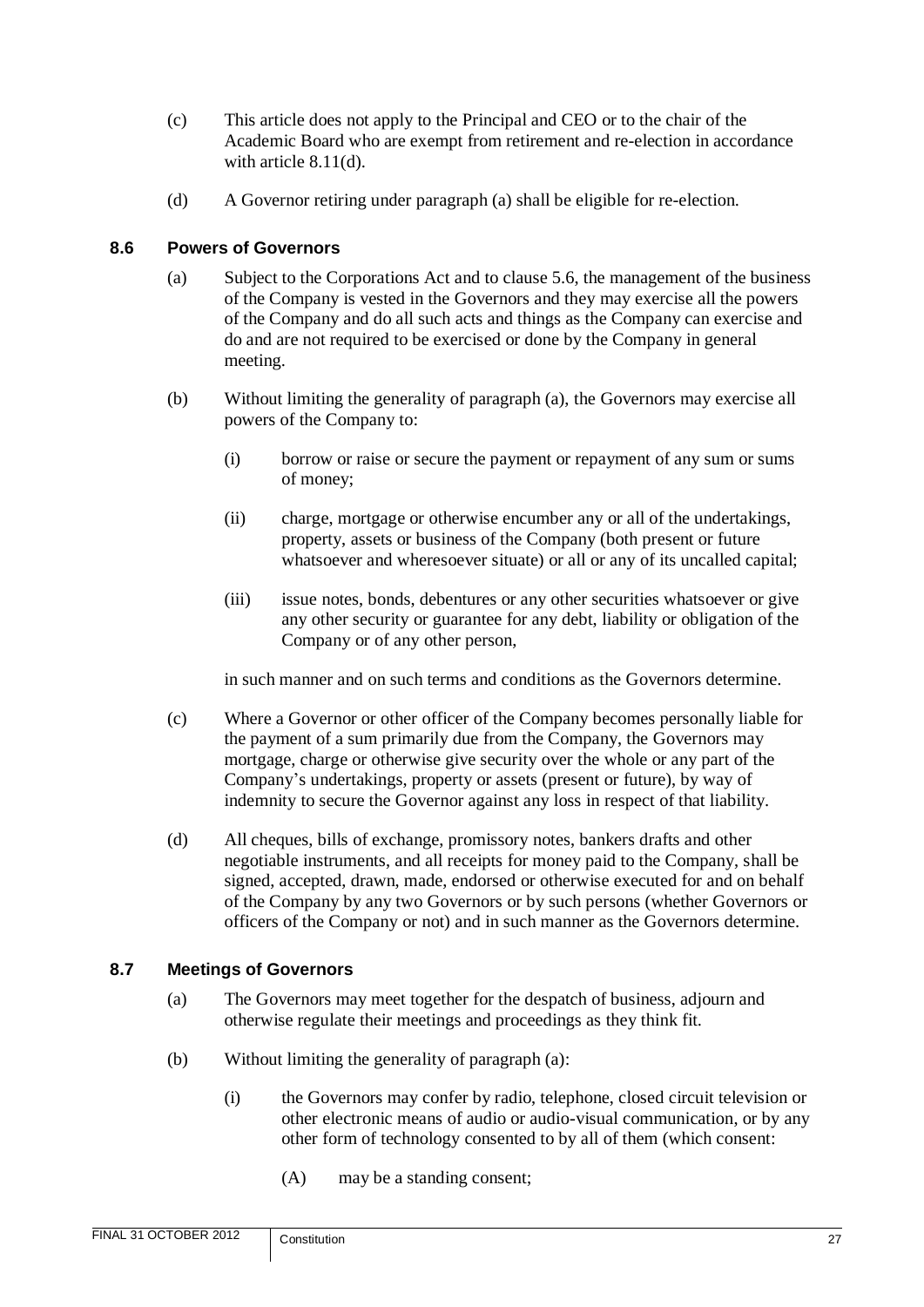(c) This article does not apply to the Principal and CEO or to the chair of the Academic Board who are exempt from retirement and re-election in accordance with article 8.11(d).

(d) A Governor retiring under paragraph (a) shall be eligible for re-election.

### 8.6 Powers of Governors

(a) Subject to the Corporations Act and to clause 5.6, the management of the business of the Company is vested in the Governors and they may exercise all the powers of the Company and do all such acts and things as the Company can exercise and do and are not required to be exercised or done by the Company in general meeting.

(b) Without limiting the generality of paragraph (a), the Governors may exercise all powers of the Company to:

  (i) borrow or raise or secure the payment or repayment of any sum or sums of money;

  (ii) charge, mortgage or otherwise encumber any or all of the undertakings, property, assets or business of the Company (both present or future whatsoever and wheresoever situate) or all or any of its uncalled capital;

  (iii) issue notes, bonds, debentures or any other securities whatsoever or give any other security or guarantee for any debt, liability or obligation of the Company or of any other person,

  in such manner and on such terms and conditions as the Governors determine.

(c) Where a Governor or other officer of the Company becomes personally liable for the payment of a sum primarily due from the Company, the Governors may mortgage, charge or otherwise give security over the whole or any part of the Company's undertakings, property or assets (present or future), by way of indemnity to secure the Governor against any loss in respect of that liability.

(d) All cheques, bills of exchange, promissory notes, bankers drafts and other negotiable instruments, and all receipts for money paid to the Company, shall be signed, accepted, drawn, made, endorsed or otherwise executed for and on behalf of the Company by any two Governors or by such persons (whether Governors or officers of the Company or not) and in such manner as the Governors determine.

### 8.7 Meetings of Governors

(a) The Governors may meet together for the despatch of business, adjourn and otherwise regulate their meetings and proceedings as they think fit.

(b) Without limiting the generality of paragraph (a):

  (i) the Governors may confer by radio, telephone, closed circuit television or other electronic means of audio or audio-visual communication, or by any other form of technology consented to by all of them (which consent:

    (A) may be a standing consent;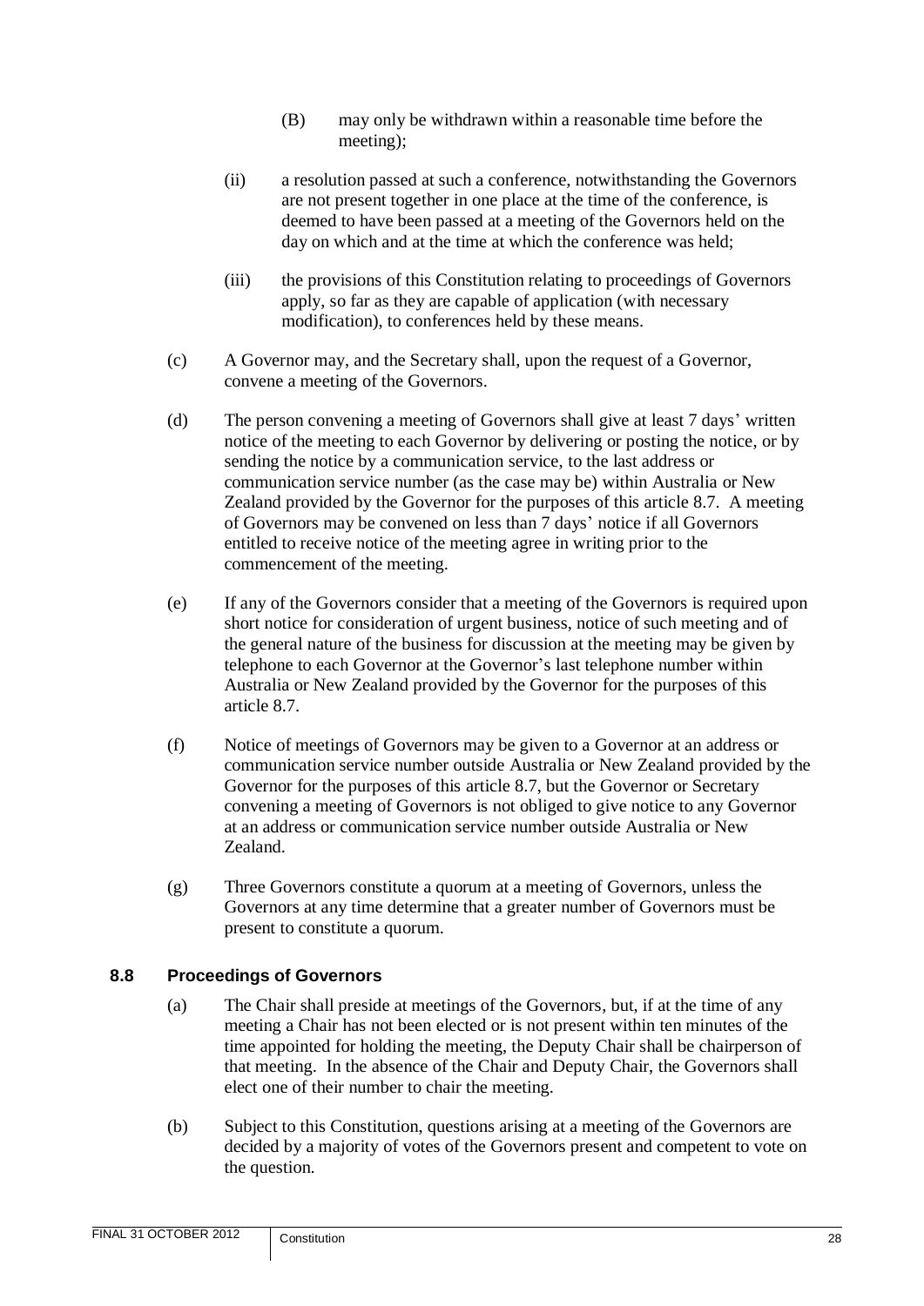(B) may only be withdrawn within a reasonable time before the meeting);

(ii) a resolution passed at such a conference, notwithstanding the Governors are not present together in one place at the time of the conference, is deemed to have been passed at a meeting of the Governors held on the day on which and at the time at which the conference was held;

(iii) the provisions of this Constitution relating to proceedings of Governors apply, so far as they are capable of application (with necessary modification), to conferences held by these means.

(c) A Governor may, and the Secretary shall, upon the request of a Governor, convene a meeting of the Governors.

(d) The person convening a meeting of Governors shall give at least 7 days' written notice of the meeting to each Governor by delivering or posting the notice, or by sending the notice by a communication service, to the last address or communication service number (as the case may be) within Australia or New Zealand provided by the Governor for the purposes of this article 8.7. A meeting of Governors may be convened on less than 7 days' notice if all Governors entitled to receive notice of the meeting agree in writing prior to the commencement of the meeting.

(e) If any of the Governors consider that a meeting of the Governors is required upon short notice for consideration of urgent business, notice of such meeting and of the general nature of the business for discussion at the meeting may be given by telephone to each Governor at the Governor's last telephone number within Australia or New Zealand provided by the Governor for the purposes of this article 8.7.

(f) Notice of meetings of Governors may be given to a Governor at an address or communication service number outside Australia or New Zealand provided by the Governor for the purposes of this article 8.7, but the Governor or Secretary convening a meeting of Governors is not obliged to give notice to any Governor at an address or communication service number outside Australia or New Zealand.

(g) Three Governors constitute a quorum at a meeting of Governors, unless the Governors at any time determine that a greater number of Governors must be present to constitute a quorum.

### 8.8 Proceedings of Governors

(a) The Chair shall preside at meetings of the Governors, but, if at the time of any meeting a Chair has not been elected or is not present within ten minutes of the time appointed for holding the meeting, the Deputy Chair shall be chairperson of that meeting. In the absence of the Chair and Deputy Chair, the Governors shall elect one of their number to chair the meeting.

(b) Subject to this Constitution, questions arising at a meeting of the Governors are decided by a majority of votes of the Governors present and competent to vote on the question.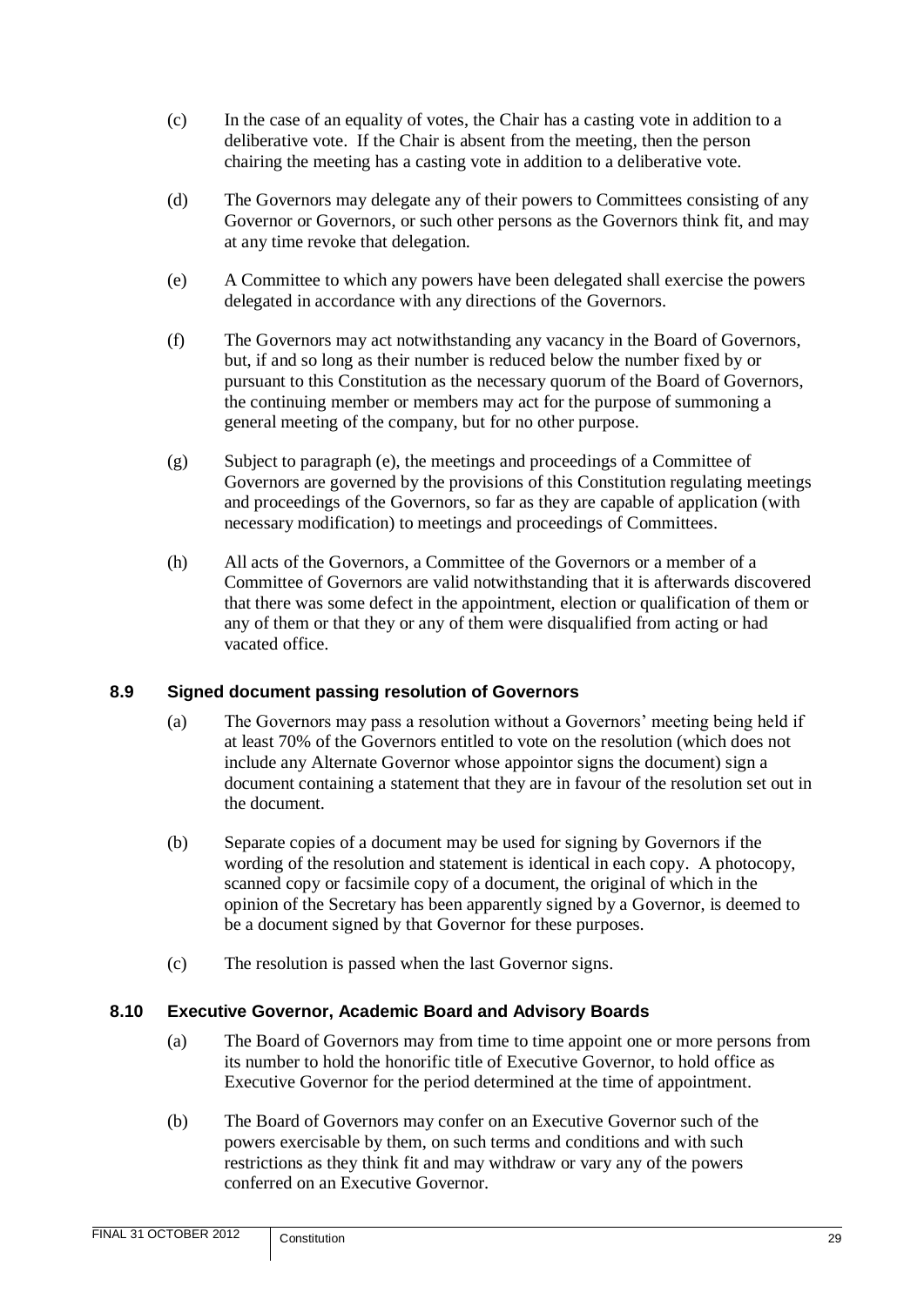(c) In the case of an equality of votes, the Chair has a casting vote in addition to a deliberative vote. If the Chair is absent from the meeting, then the person chairing the meeting has a casting vote in addition to a deliberative vote.

(d) The Governors may delegate any of their powers to Committees consisting of any Governor or Governors, or such other persons as the Governors think fit, and may at any time revoke that delegation.

(e) A Committee to which any powers have been delegated shall exercise the powers delegated in accordance with any directions of the Governors.

(f) The Governors may act notwithstanding any vacancy in the Board of Governors, but, if and so long as their number is reduced below the number fixed by or pursuant to this Constitution as the necessary quorum of the Board of Governors, the continuing member or members may act for the purpose of summoning a general meeting of the company, but for no other purpose.

(g) Subject to paragraph (e), the meetings and proceedings of a Committee of Governors are governed by the provisions of this Constitution regulating meetings and proceedings of the Governors, so far as they are capable of application (with necessary modification) to meetings and proceedings of Committees.

(h) All acts of the Governors, a Committee of the Governors or a member of a Committee of Governors are valid notwithstanding that it is afterwards discovered that there was some defect in the appointment, election or qualification of them or any of them or that they or any of them were disqualified from acting or had vacated office.

### 8.9 Signed document passing resolution of Governors

(a) The Governors may pass a resolution without a Governors' meeting being held if at least 70% of the Governors entitled to vote on the resolution (which does not include any Alternate Governor whose appointor signs the document) sign a document containing a statement that they are in favour of the resolution set out in the document.

(b) Separate copies of a document may be used for signing by Governors if the wording of the resolution and statement is identical in each copy. A photocopy, scanned copy or facsimile copy of a document, the original of which in the opinion of the Secretary has been apparently signed by a Governor, is deemed to be a document signed by that Governor for these purposes.

(c) The resolution is passed when the last Governor signs.

### 8.10 Executive Governor, Academic Board and Advisory Boards

(a) The Board of Governors may from time to time appoint one or more persons from its number to hold the honorific title of Executive Governor, to hold office as Executive Governor for the period determined at the time of appointment.

(b) The Board of Governors may confer on an Executive Governor such of the powers exercisable by them, on such terms and conditions and with such restrictions as they think fit and may withdraw or vary any of the powers conferred on an Executive Governor.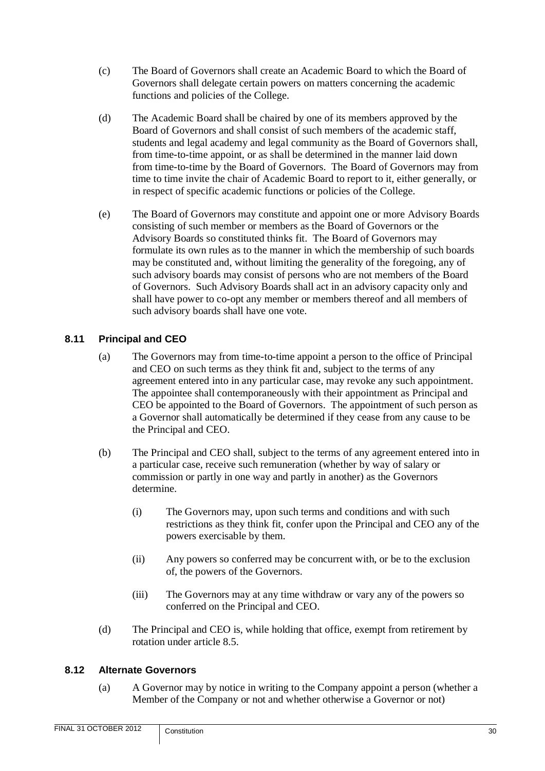(c) The Board of Governors shall create an Academic Board to which the Board of Governors shall delegate certain powers on matters concerning the academic functions and policies of the College.

(d) The Academic Board shall be chaired by one of its members approved by the Board of Governors and shall consist of such members of the academic staff, students and legal academy and legal community as the Board of Governors shall, from time-to-time appoint, or as shall be determined in the manner laid down from time-to-time by the Board of Governors. The Board of Governors may from time to time invite the chair of Academic Board to report to it, either generally, or in respect of specific academic functions or policies of the College.

(e) The Board of Governors may constitute and appoint one or more Advisory Boards consisting of such member or members as the Board of Governors or the Advisory Boards so constituted thinks fit. The Board of Governors may formulate its own rules as to the manner in which the membership of such boards may be constituted and, without limiting the generality of the foregoing, any of such advisory boards may consist of persons who are not members of the Board of Governors. Such Advisory Boards shall act in an advisory capacity only and shall have power to co-opt any member or members thereof and all members of such advisory boards shall have one vote.

### 8.11 Principal and CEO

(a) The Governors may from time-to-time appoint a person to the office of Principal and CEO on such terms as they think fit and, subject to the terms of any agreement entered into in any particular case, may revoke any such appointment. The appointee shall contemporaneously with their appointment as Principal and CEO be appointed to the Board of Governors. The appointment of such person as a Governor shall automatically be determined if they cease from any cause to be the Principal and CEO.

(b) The Principal and CEO shall, subject to the terms of any agreement entered into in a particular case, receive such remuneration (whether by way of salary or commission or partly in one way and partly in another) as the Governors determine.

(i) The Governors may, upon such terms and conditions and with such restrictions as they think fit, confer upon the Principal and CEO any of the powers exercisable by them.

(ii) Any powers so conferred may be concurrent with, or be to the exclusion of, the powers of the Governors.

(iii) The Governors may at any time withdraw or vary any of the powers so conferred on the Principal and CEO.

(d) The Principal and CEO is, while holding that office, exempt from retirement by rotation under article 8.5.

### 8.12 Alternate Governors

(a) A Governor may by notice in writing to the Company appoint a person (whether a Member of the Company or not and whether otherwise a Governor or not)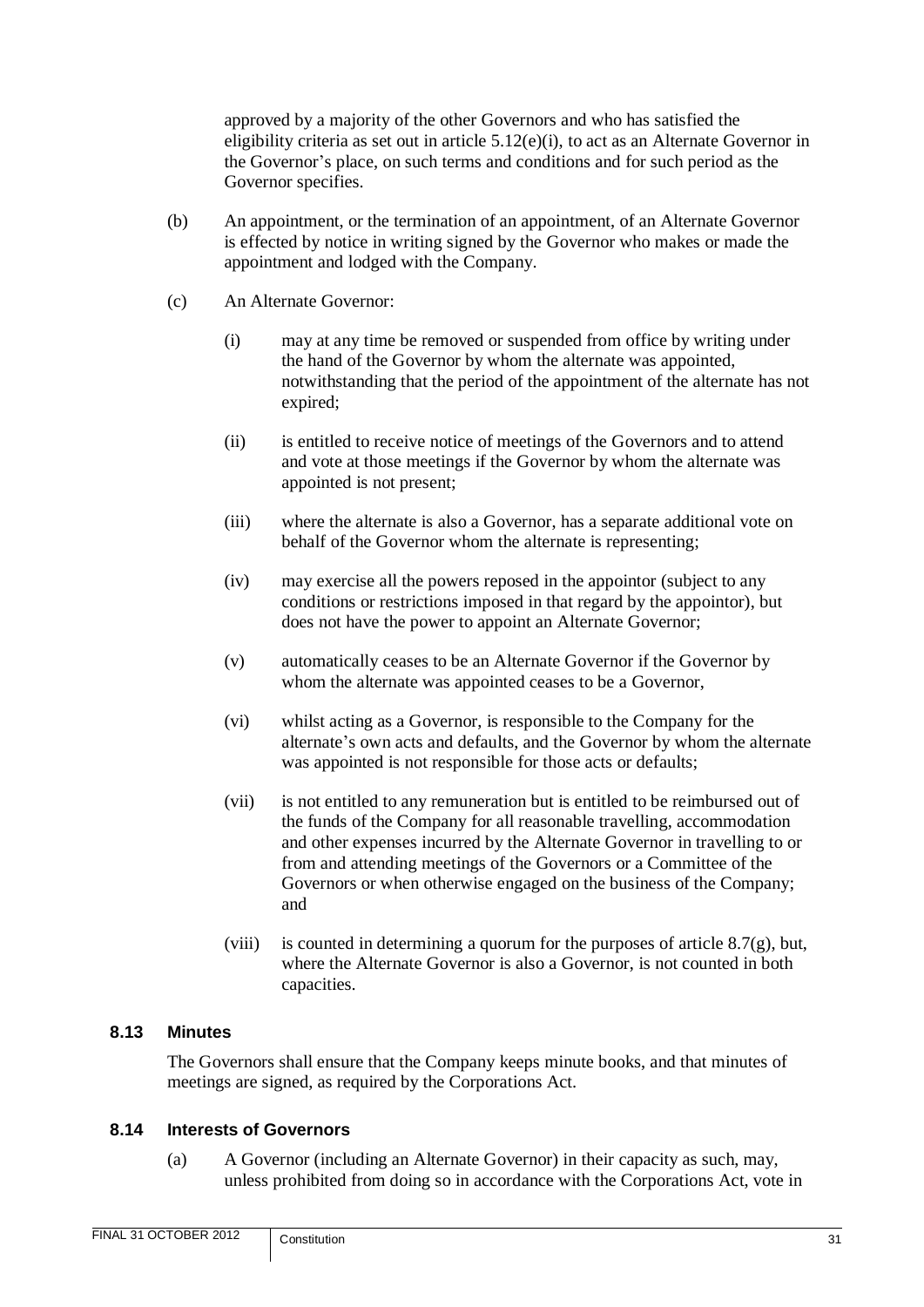approved by a majority of the other Governors and who has satisfied the eligibility criteria as set out in article 5.12(e)(i), to act as an Alternate Governor in the Governor's place, on such terms and conditions and for such period as the Governor specifies.

(b) An appointment, or the termination of an appointment, of an Alternate Governor is effected by notice in writing signed by the Governor who makes or made the appointment and lodged with the Company.

(c) An Alternate Governor:

(i) may at any time be removed or suspended from office by writing under the hand of the Governor by whom the alternate was appointed, notwithstanding that the period of the appointment of the alternate has not expired;

(ii) is entitled to receive notice of meetings of the Governors and to attend and vote at those meetings if the Governor by whom the alternate was appointed is not present;

(iii) where the alternate is also a Governor, has a separate additional vote on behalf of the Governor whom the alternate is representing;

(iv) may exercise all the powers reposed in the appointor (subject to any conditions or restrictions imposed in that regard by the appointor), but does not have the power to appoint an Alternate Governor;

(v) automatically ceases to be an Alternate Governor if the Governor by whom the alternate was appointed ceases to be a Governor,

(vi) whilst acting as a Governor, is responsible to the Company for the alternate's own acts and defaults, and the Governor by whom the alternate was appointed is not responsible for those acts or defaults;

(vii) is not entitled to any remuneration but is entitled to be reimbursed out of the funds of the Company for all reasonable travelling, accommodation and other expenses incurred by the Alternate Governor in travelling to or from and attending meetings of the Governors or a Committee of the Governors or when otherwise engaged on the business of the Company; and

(viii) is counted in determining a quorum for the purposes of article 8.7(g), but, where the Alternate Governor is also a Governor, is not counted in both capacities.

### 8.13 Minutes

The Governors shall ensure that the Company keeps minute books, and that minutes of meetings are signed, as required by the Corporations Act.

### 8.14 Interests of Governors

(a) A Governor (including an Alternate Governor) in their capacity as such, may, unless prohibited from doing so in accordance with the Corporations Act, vote in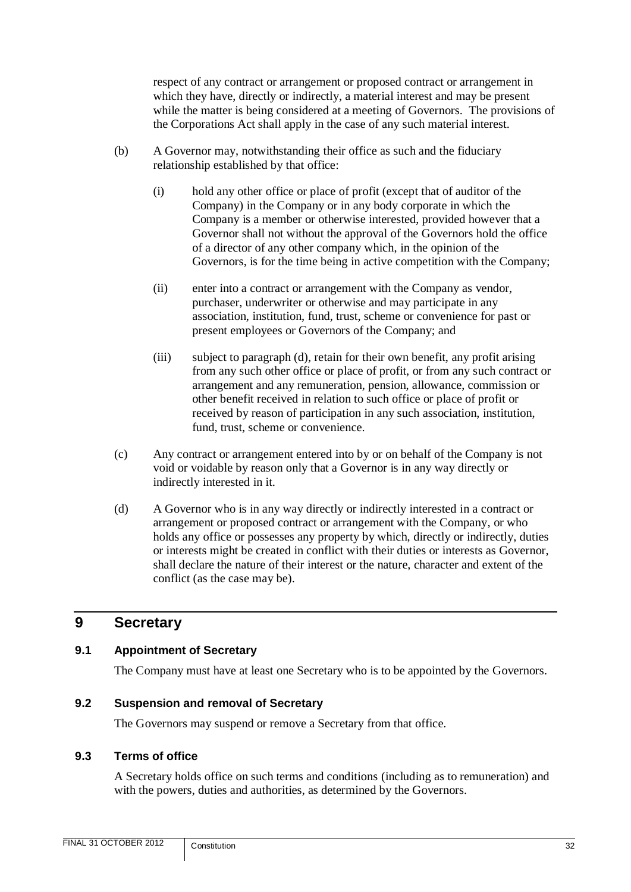respect of any contract or arrangement or proposed contract or arrangement in which they have, directly or indirectly, a material interest and may be present while the matter is being considered at a meeting of Governors. The provisions of the Corporations Act shall apply in the case of any such material interest.

(b) A Governor may, notwithstanding their office as such and the fiduciary relationship established by that office:

(i) hold any other office or place of profit (except that of auditor of the Company) in the Company or in any body corporate in which the Company is a member or otherwise interested, provided however that a Governor shall not without the approval of the Governors hold the office of a director of any other company which, in the opinion of the Governors, is for the time being in active competition with the Company;

(ii) enter into a contract or arrangement with the Company as vendor, purchaser, underwriter or otherwise and may participate in any association, institution, fund, trust, scheme or convenience for past or present employees or Governors of the Company; and

(iii) subject to paragraph (d), retain for their own benefit, any profit arising from any such other office or place of profit, or from any such contract or arrangement and any remuneration, pension, allowance, commission or other benefit received in relation to such office or place of profit or received by reason of participation in any such association, institution, fund, trust, scheme or convenience.

(c) Any contract or arrangement entered into by or on behalf of the Company is not void or voidable by reason only that a Governor is in any way directly or indirectly interested in it.

(d) A Governor who is in any way directly or indirectly interested in a contract or arrangement or proposed contract or arrangement with the Company, or who holds any office or possesses any property by which, directly or indirectly, duties or interests might be created in conflict with their duties or interests as Governor, shall declare the nature of their interest or the nature, character and extent of the conflict (as the case may be).

# 9 Secretary

## 9.1 Appointment of Secretary

The Company must have at least one Secretary who is to be appointed by the Governors.

## 9.2 Suspension and removal of Secretary

The Governors may suspend or remove a Secretary from that office.

## 9.3 Terms of office

A Secretary holds office on such terms and conditions (including as to remuneration) and with the powers, duties and authorities, as determined by the Governors.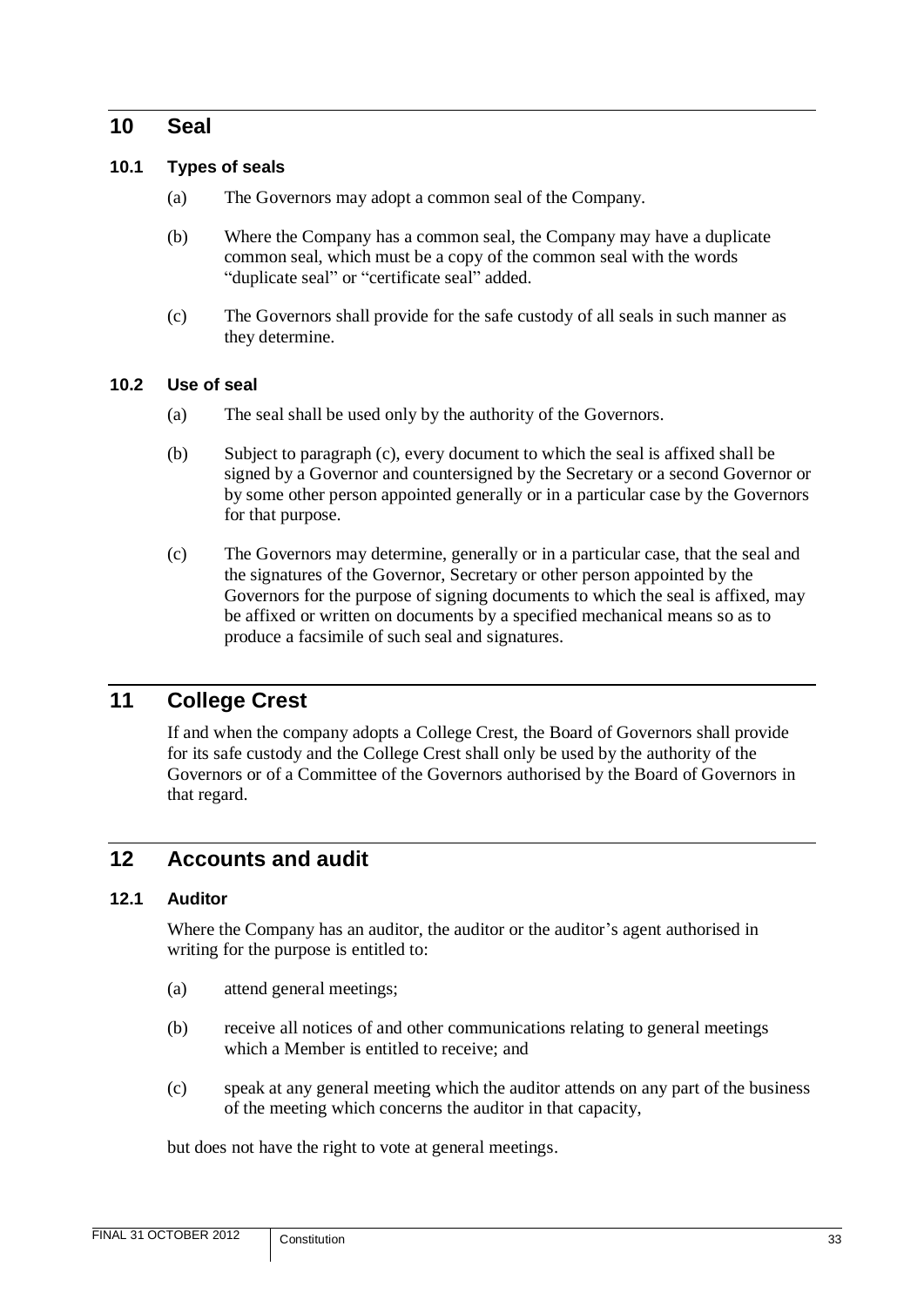## 10 Seal

### 10.1 Types of seals

(a) The Governors may adopt a common seal of the Company.

(b) Where the Company has a common seal, the Company may have a duplicate common seal, which must be a copy of the common seal with the words "duplicate seal" or "certificate seal" added.

(c) The Governors shall provide for the safe custody of all seals in such manner as they determine.

### 10.2 Use of seal

(a) The seal shall be used only by the authority of the Governors.

(b) Subject to paragraph (c), every document to which the seal is affixed shall be signed by a Governor and countersigned by the Secretary or a second Governor or by some other person appointed generally or in a particular case by the Governors for that purpose.

(c) The Governors may determine, generally or in a particular case, that the seal and the signatures of the Governor, Secretary or other person appointed by the Governors for the purpose of signing documents to which the seal is affixed, may be affixed or written on documents by a specified mechanical means so as to produce a facsimile of such seal and signatures.

## 11 College Crest

If and when the company adopts a College Crest, the Board of Governors shall provide for its safe custody and the College Crest shall only be used by the authority of the Governors or of a Committee of the Governors authorised by the Board of Governors in that regard.

## 12 Accounts and audit

### 12.1 Auditor

Where the Company has an auditor, the auditor or the auditor's agent authorised in writing for the purpose is entitled to:

(a) attend general meetings;

(b) receive all notices of and other communications relating to general meetings which a Member is entitled to receive; and

(c) speak at any general meeting which the auditor attends on any part of the business of the meeting which concerns the auditor in that capacity,

but does not have the right to vote at general meetings.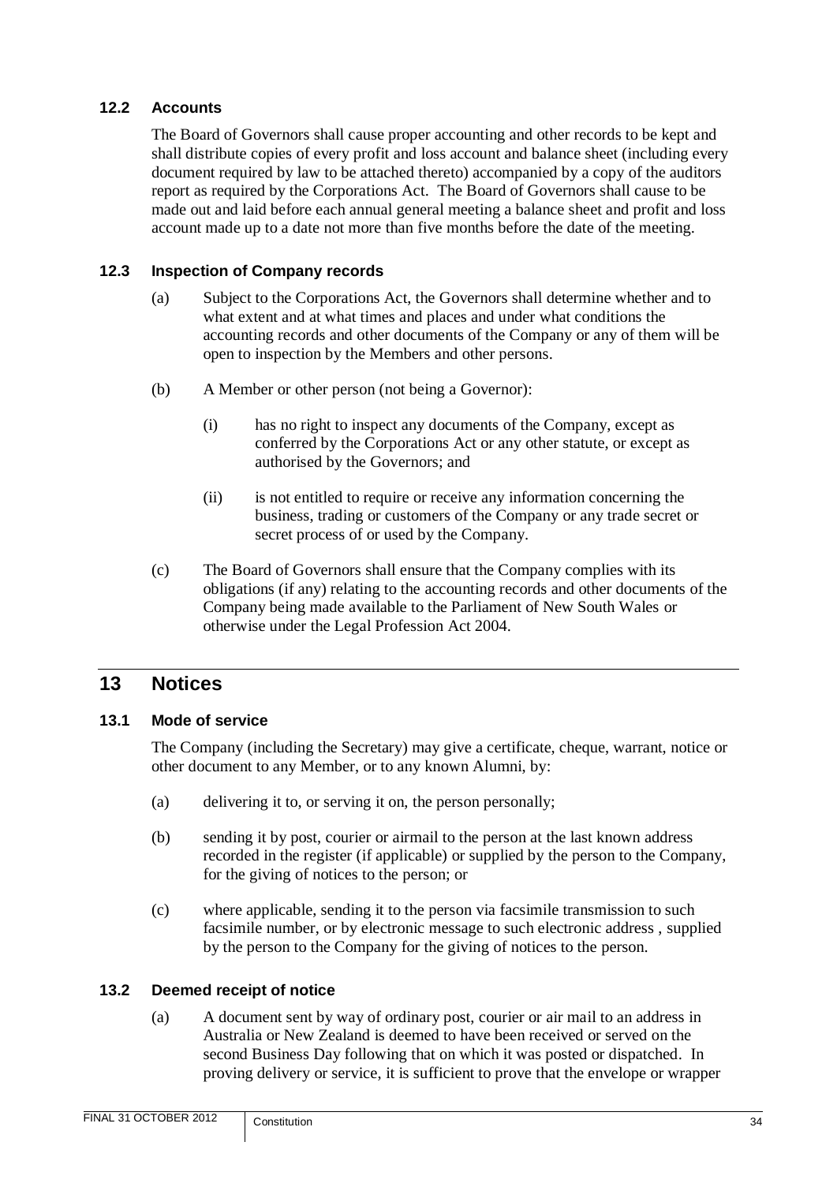### 12.2 Accounts

The Board of Governors shall cause proper accounting and other records to be kept and shall distribute copies of every profit and loss account and balance sheet (including every document required by law to be attached thereto) accompanied by a copy of the auditors report as required by the Corporations Act. The Board of Governors shall cause to be made out and laid before each annual general meeting a balance sheet and profit and loss account made up to a date not more than five months before the date of the meeting.

### 12.3 Inspection of Company records

(a) Subject to the Corporations Act, the Governors shall determine whether and to what extent and at what times and places and under what conditions the accounting records and other documents of the Company or any of them will be open to inspection by the Members and other persons.

(b) A Member or other person (not being a Governor):

(i) has no right to inspect any documents of the Company, except as conferred by the Corporations Act or any other statute, or except as authorised by the Governors; and

(ii) is not entitled to require or receive any information concerning the business, trading or customers of the Company or any trade secret or secret process of or used by the Company.

(c) The Board of Governors shall ensure that the Company complies with its obligations (if any) relating to the accounting records and other documents of the Company being made available to the Parliament of New South Wales or otherwise under the Legal Profession Act 2004.

## 13 Notices

### 13.1 Mode of service

The Company (including the Secretary) may give a certificate, cheque, warrant, notice or other document to any Member, or to any known Alumni, by:

(a) delivering it to, or serving it on, the person personally;

(b) sending it by post, courier or airmail to the person at the last known address recorded in the register (if applicable) or supplied by the person to the Company, for the giving of notices to the person; or

(c) where applicable, sending it to the person via facsimile transmission to such facsimile number, or by electronic message to such electronic address , supplied by the person to the Company for the giving of notices to the person.

### 13.2 Deemed receipt of notice

(a) A document sent by way of ordinary post, courier or air mail to an address in Australia or New Zealand is deemed to have been received or served on the second Business Day following that on which it was posted or dispatched. In proving delivery or service, it is sufficient to prove that the envelope or wrapper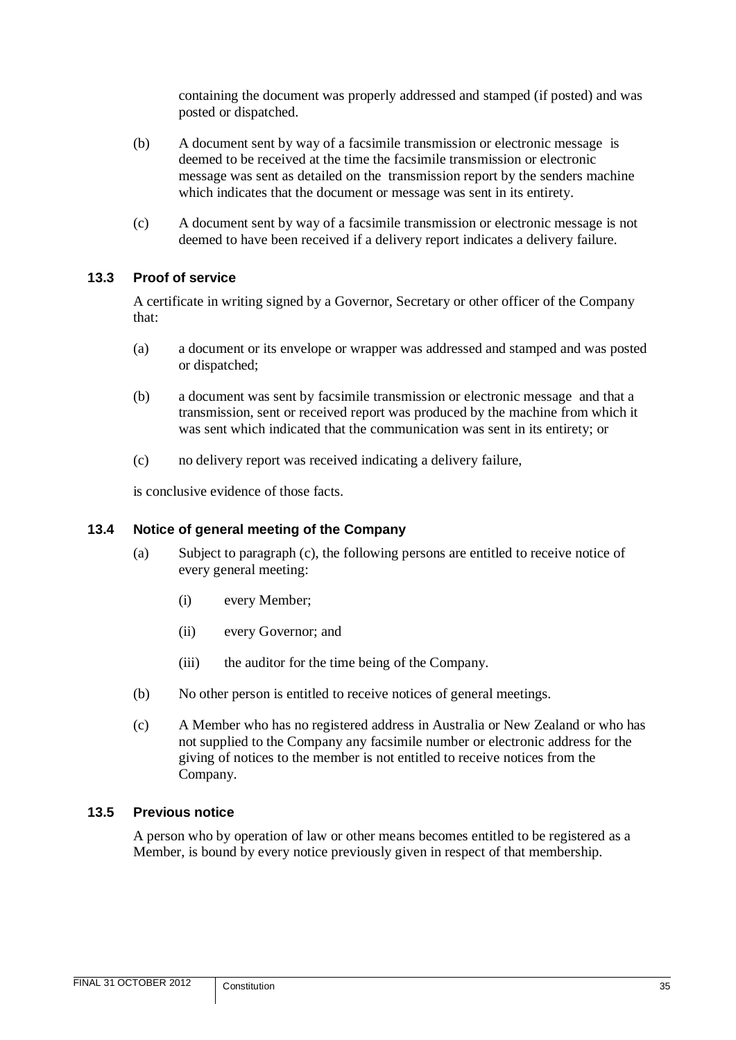containing the document was properly addressed and stamped (if posted) and was posted or dispatched.

(b) A document sent by way of a facsimile transmission or electronic message is deemed to be received at the time the facsimile transmission or electronic message was sent as detailed on the transmission report by the senders machine which indicates that the document or message was sent in its entirety.

(c) A document sent by way of a facsimile transmission or electronic message is not deemed to have been received if a delivery report indicates a delivery failure.

### 13.3 Proof of service

A certificate in writing signed by a Governor, Secretary or other officer of the Company that:

(a) a document or its envelope or wrapper was addressed and stamped and was posted or dispatched;

(b) a document was sent by facsimile transmission or electronic message and that a transmission, sent or received report was produced by the machine from which it was sent which indicated that the communication was sent in its entirety; or

(c) no delivery report was received indicating a delivery failure,

is conclusive evidence of those facts.

### 13.4 Notice of general meeting of the Company

(a) Subject to paragraph (c), the following persons are entitled to receive notice of every general meeting:

(i) every Member;

(ii) every Governor; and

(iii) the auditor for the time being of the Company.

(b) No other person is entitled to receive notices of general meetings.

(c) A Member who has no registered address in Australia or New Zealand or who has not supplied to the Company any facsimile number or electronic address for the giving of notices to the member is not entitled to receive notices from the Company.

### 13.5 Previous notice

A person who by operation of law or other means becomes entitled to be registered as a Member, is bound by every notice previously given in respect of that membership.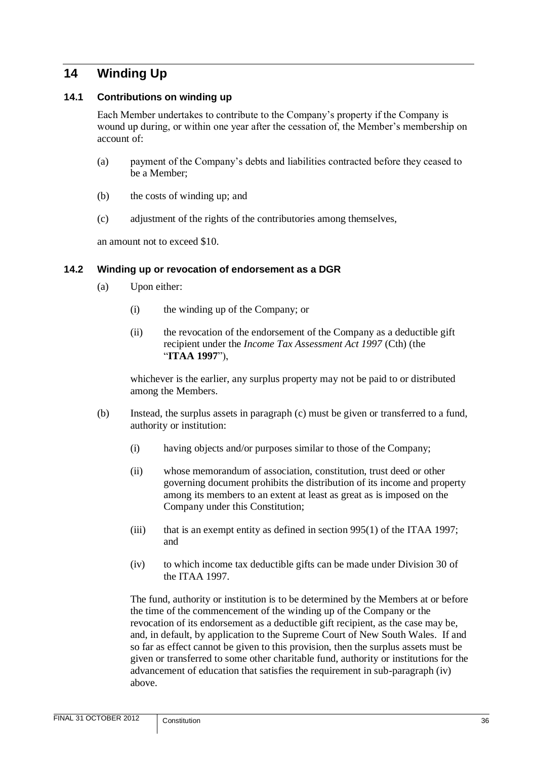# 14 Winding Up

### 14.1 Contributions on winding up

Each Member undertakes to contribute to the Company's property if the Company is wound up during, or within one year after the cessation of, the Member's membership on account of:

(a) payment of the Company's debts and liabilities contracted before they ceased to be a Member;

(b) the costs of winding up; and

(c) adjustment of the rights of the contributories among themselves,

an amount not to exceed $10.

### 14.2 Winding up or revocation of endorsement as a DGR

(a) Upon either:

  (i) the winding up of the Company; or

  (ii) the revocation of the endorsement of the Company as a deductible gift recipient under the *Income Tax Assessment Act 1997* (Cth) (the "**ITAA 1997**"),

  whichever is the earlier, any surplus property may not be paid to or distributed among the Members.

(b) Instead, the surplus assets in paragraph (c) must be given or transferred to a fund, authority or institution:

  (i) having objects and/or purposes similar to those of the Company;

  (ii) whose memorandum of association, constitution, trust deed or other governing document prohibits the distribution of its income and property among its members to an extent at least as great as is imposed on the Company under this Constitution;

  (iii) that is an exempt entity as defined in section 995(1) of the ITAA 1997; and

  (iv) to which income tax deductible gifts can be made under Division 30 of the ITAA 1997.

  The fund, authority or institution is to be determined by the Members at or before the time of the commencement of the winding up of the Company or the revocation of its endorsement as a deductible gift recipient, as the case may be, and, in default, by application to the Supreme Court of New South Wales. If and so far as effect cannot be given to this provision, then the surplus assets must be given or transferred to some other charitable fund, authority or institutions for the advancement of education that satisfies the requirement in sub-paragraph (iv) above.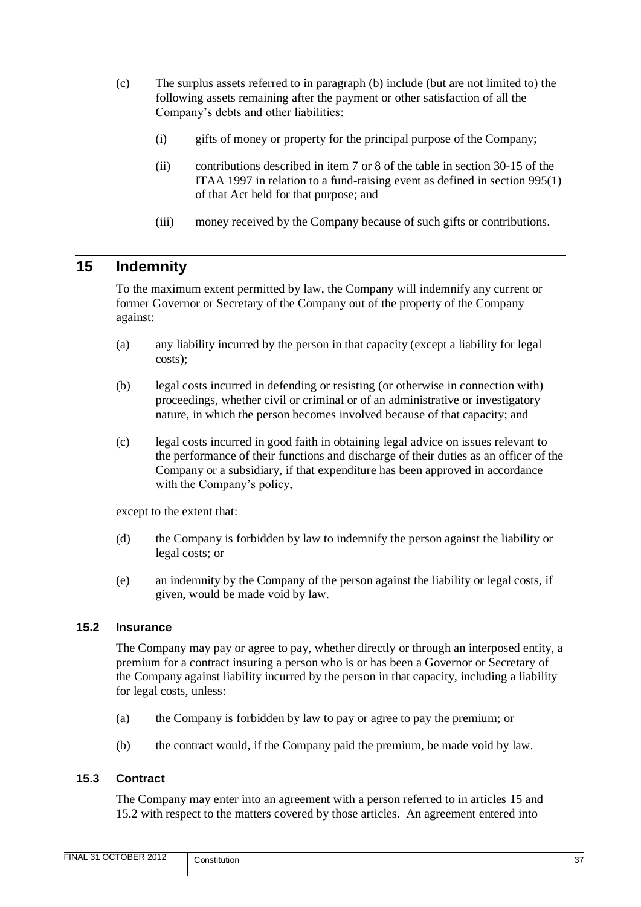(c) The surplus assets referred to in paragraph (b) include (but are not limited to) the following assets remaining after the payment or other satisfaction of all the Company's debts and other liabilities:

  (i) gifts of money or property for the principal purpose of the Company;

  (ii) contributions described in item 7 or 8 of the table in section 30-15 of the ITAA 1997 in relation to a fund-raising event as defined in section 995(1) of that Act held for that purpose; and

  (iii) money received by the Company because of such gifts or contributions.

## 15 Indemnity

To the maximum extent permitted by law, the Company will indemnify any current or former Governor or Secretary of the Company out of the property of the Company against:

(a) any liability incurred by the person in that capacity (except a liability for legal costs);

(b) legal costs incurred in defending or resisting (or otherwise in connection with) proceedings, whether civil or criminal or of an administrative or investigatory nature, in which the person becomes involved because of that capacity; and

(c) legal costs incurred in good faith in obtaining legal advice on issues relevant to the performance of their functions and discharge of their duties as an officer of the Company or a subsidiary, if that expenditure has been approved in accordance with the Company's policy,

except to the extent that:

(d) the Company is forbidden by law to indemnify the person against the liability or legal costs; or

(e) an indemnity by the Company of the person against the liability or legal costs, if given, would be made void by law.

### 15.2 Insurance

The Company may pay or agree to pay, whether directly or through an interposed entity, a premium for a contract insuring a person who is or has been a Governor or Secretary of the Company against liability incurred by the person in that capacity, including a liability for legal costs, unless:

(a) the Company is forbidden by law to pay or agree to pay the premium; or

(b) the contract would, if the Company paid the premium, be made void by law.

### 15.3 Contract

The Company may enter into an agreement with a person referred to in articles 15 and 15.2 with respect to the matters covered by those articles. An agreement entered into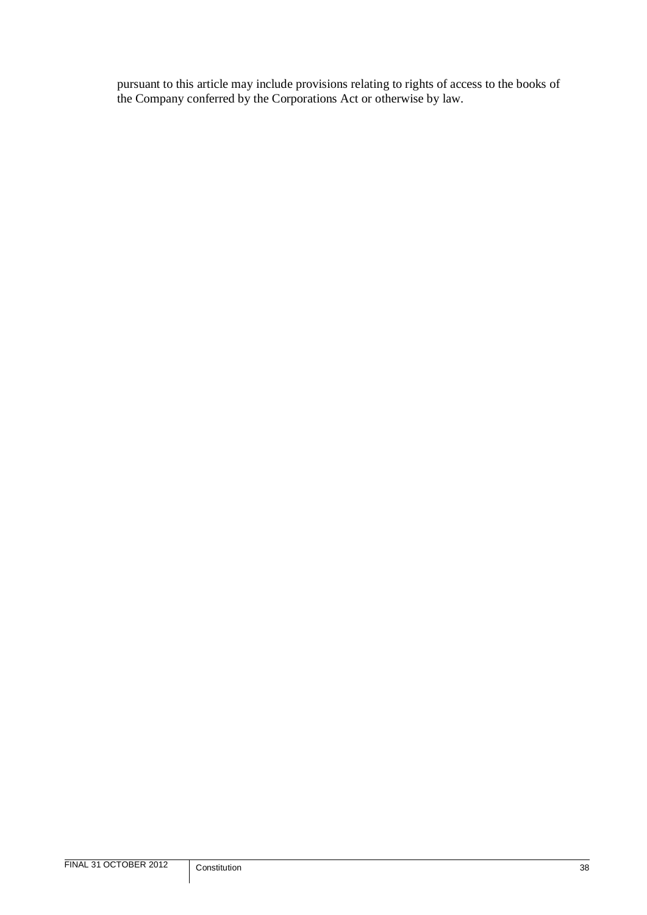pursuant to this article may include provisions relating to rights of access to the books of the Company conferred by the Corporations Act or otherwise by law.